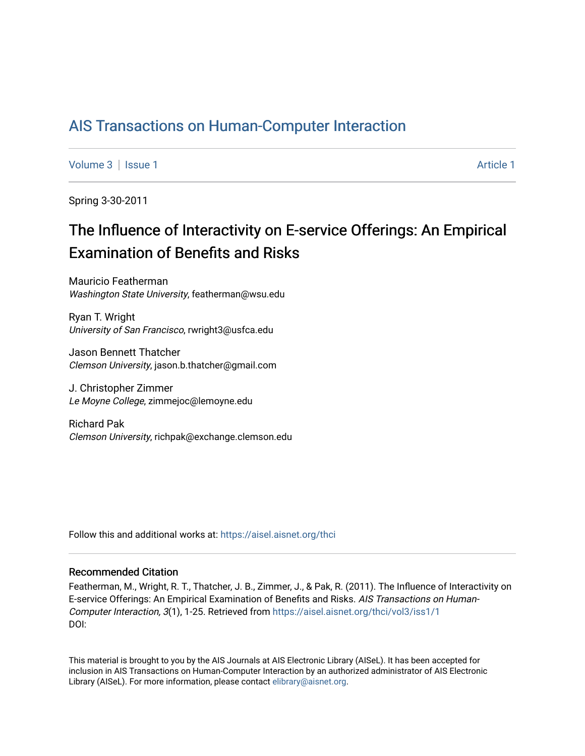# AIS Transactions on Human-Computer Interaction

Volume 3 | Issue 1 Article 1

Spring 3-30-2011

## The Influence of Interactivity on E-service Offerings: An Empirical Examination of Benefits and Risks

Mauricio Featherman
*Washington State University*, featherman@wsu.edu

Ryan T. Wright
*University of San Francisco*, rwright3@usfca.edu

Jason Bennett Thatcher
*Clemson University*, jason.b.thatcher@gmail.com

J. Christopher Zimmer
*Le Moyne College*, zimmejoc@lemoyne.edu

Richard Pak
*Clemson University*, richpak@exchange.clemson.edu

Follow this and additional works at: https://aisel.aisnet.org/thci

### Recommended Citation

Featherman, M., Wright, R. T., Thatcher, J. B., Zimmer, J., & Pak, R. (2011). The Influence of Interactivity on E-service Offerings: An Empirical Examination of Benefits and Risks. *AIS Transactions on Human-Computer Interaction, 3*(1), 1-25. Retrieved from https://aisel.aisnet.org/thci/vol3/iss1/1
DOI:

This material is brought to you by the AIS Journals at AIS Electronic Library (AISeL). It has been accepted for inclusion in AIS Transactions on Human-Computer Interaction by an authorized administrator of AIS Electronic Library (AISeL). For more information, please contact elibrary@aisnet.org.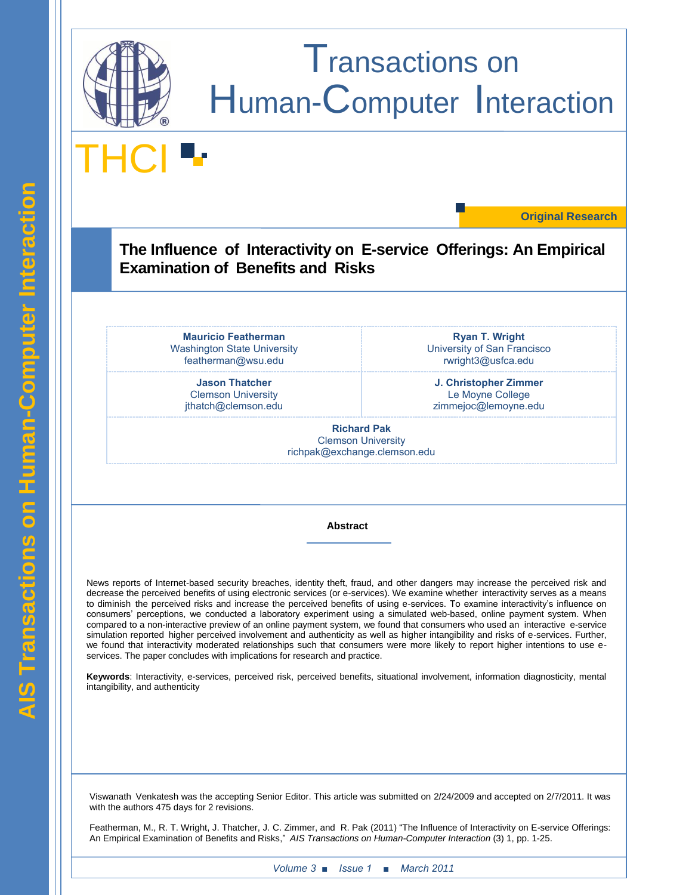# Transactions on Human-Computer Interaction

THCI

Original Research

## The Influence of Interactivity on E-service Offerings: An Empirical Examination of Benefits and Risks

| | |
|---|---|
| **Mauricio Featherman**<br>Washington State University<br>featherman@wsu.edu | **Ryan T. Wright**<br>University of San Francisco<br>rwright3@usfca.edu |
| **Jason Thatcher**<br>Clemson University<br>jthatch@clemson.edu | **J. Christopher Zimmer**<br>Le Moyne College<br>zimmejoc@lemoyne.edu |

**Richard Pak**
Clemson University
richpak@exchange.clemson.edu

### Abstract

News reports of Internet-based security breaches, identity theft, fraud, and other dangers may increase the perceived risk and decrease the perceived benefits of using electronic services (or e-services). We examine whether interactivity serves as a means to diminish the perceived risks and increase the perceived benefits of using e-services. To examine interactivity's influence on consumers' perceptions, we conducted a laboratory experiment using a simulated web-based, online payment system. When compared to a non-interactive preview of an online payment system, we found that consumers who used an interactive e-service simulation reported higher perceived involvement and authenticity as well as higher intangibility and risks of e-services. Further, we found that interactivity moderated relationships such that consumers were more likely to report higher intentions to use e-services. The paper concludes with implications for research and practice.

**Keywords**: Interactivity, e-services, perceived risk, perceived benefits, situational involvement, information diagnosticity, mental intangibility, and authenticity

Viswanath Venkatesh was the accepting Senior Editor. This article was submitted on 2/24/2009 and accepted on 2/7/2011. It was with the authors 475 days for 2 revisions.

Featherman, M., R. T. Wright, J. Thatcher, J. C. Zimmer, and R. Pak (2011) "The Influence of Interactivity on E-service Offerings: An Empirical Examination of Benefits and Risks," *AIS Transactions on Human-Computer Interaction* (3) 1, pp. 1-25.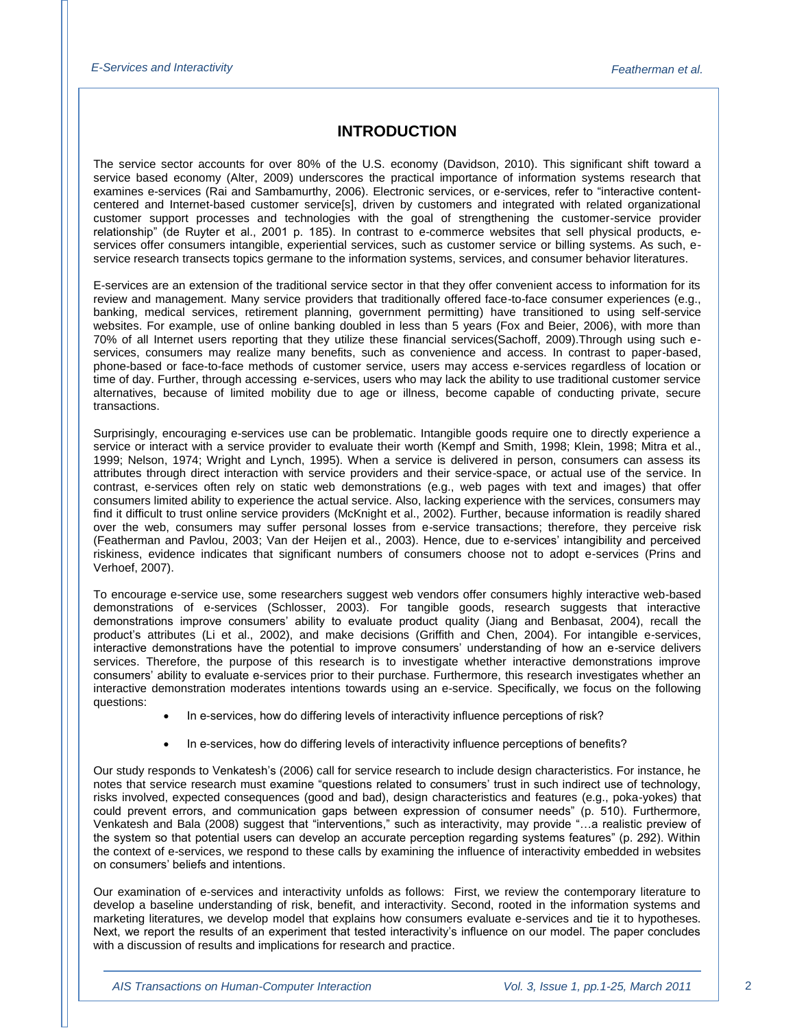# INTRODUCTION

The service sector accounts for over 80% of the U.S. economy (Davidson, 2010). This significant shift toward a service based economy (Alter, 2009) underscores the practical importance of information systems research that examines e-services (Rai and Sambamurthy, 2006). Electronic services, or e-services, refer to "interactive content-centered and Internet-based customer service[s], driven by customers and integrated with related organizational customer support processes and technologies with the goal of strengthening the customer-service provider relationship" (de Ruyter et al., 2001 p. 185). In contrast to e-commerce websites that sell physical products, e-services offer consumers intangible, experiential services, such as customer service or billing systems. As such, e-service research transects topics germane to the information systems, services, and consumer behavior literatures.

E-services are an extension of the traditional service sector in that they offer convenient access to information for its review and management. Many service providers that traditionally offered face-to-face consumer experiences (e.g., banking, medical services, retirement planning, government permitting) have transitioned to using self-service websites. For example, use of online banking doubled in less than 5 years (Fox and Beier, 2006), with more than 70% of all Internet users reporting that they utilize these financial services(Sachoff, 2009).Through using such e-services, consumers may realize many benefits, such as convenience and access. In contrast to paper-based, phone-based or face-to-face methods of customer service, users may access e-services regardless of location or time of day. Further, through accessing e-services, users who may lack the ability to use traditional customer service alternatives, because of limited mobility due to age or illness, become capable of conducting private, secure transactions.

Surprisingly, encouraging e-services use can be problematic. Intangible goods require one to directly experience a service or interact with a service provider to evaluate their worth (Kempf and Smith, 1998; Klein, 1998; Mitra et al., 1999; Nelson, 1974; Wright and Lynch, 1995). When a service is delivered in person, consumers can assess its attributes through direct interaction with service providers and their service-space, or actual use of the service. In contrast, e-services often rely on static web demonstrations (e.g., web pages with text and images) that offer consumers limited ability to experience the actual service. Also, lacking experience with the services, consumers may find it difficult to trust online service providers (McKnight et al., 2002). Further, because information is readily shared over the web, consumers may suffer personal losses from e-service transactions; therefore, they perceive risk (Featherman and Pavlou, 2003; Van der Heijen et al., 2003). Hence, due to e-services' intangibility and perceived riskiness, evidence indicates that significant numbers of consumers choose not to adopt e-services (Prins and Verhoef, 2007).

To encourage e-service use, some researchers suggest web vendors offer consumers highly interactive web-based demonstrations of e-services (Schlosser, 2003). For tangible goods, research suggests that interactive demonstrations improve consumers' ability to evaluate product quality (Jiang and Benbasat, 2004), recall the product's attributes (Li et al., 2002), and make decisions (Griffith and Chen, 2004). For intangible e-services, interactive demonstrations have the potential to improve consumers' understanding of how an e-service delivers services. Therefore, the purpose of this research is to investigate whether interactive demonstrations improve consumers' ability to evaluate e-services prior to their purchase. Furthermore, this research investigates whether an interactive demonstration moderates intentions towards using an e-service. Specifically, we focus on the following questions:

- In e-services, how do differing levels of interactivity influence perceptions of risk?
- In e-services, how do differing levels of interactivity influence perceptions of benefits?

Our study responds to Venkatesh's (2006) call for service research to include design characteristics. For instance, he notes that service research must examine "questions related to consumers' trust in such indirect use of technology, risks involved, expected consequences (good and bad), design characteristics and features (e.g., poka-yokes) that could prevent errors, and communication gaps between expression of consumer needs" (p. 510). Furthermore, Venkatesh and Bala (2008) suggest that "interventions," such as interactivity, may provide "…a realistic preview of the system so that potential users can develop an accurate perception regarding systems features" (p. 292). Within the context of e-services, we respond to these calls by examining the influence of interactivity embedded in websites on consumers' beliefs and intentions.

Our examination of e-services and interactivity unfolds as follows: First, we review the contemporary literature to develop a baseline understanding of risk, benefit, and interactivity. Second, rooted in the information systems and marketing literatures, we develop model that explains how consumers evaluate e-services and tie it to hypotheses. Next, we report the results of an experiment that tested interactivity's influence on our model. The paper concludes with a discussion of results and implications for research and practice.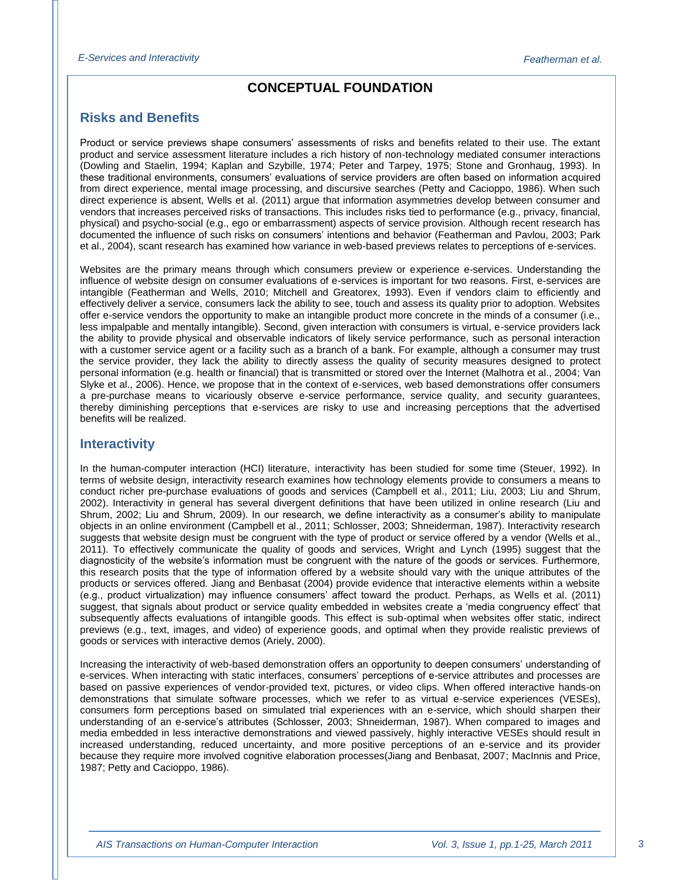## CONCEPTUAL FOUNDATION

### Risks and Benefits

Product or service previews shape consumers' assessments of risks and benefits related to their use. The extant product and service assessment literature includes a rich history of non-technology mediated consumer interactions (Dowling and Staelin, 1994; Kaplan and Szybille, 1974; Peter and Tarpey, 1975; Stone and Gronhaug, 1993). In these traditional environments, consumers' evaluations of service providers are often based on information acquired from direct experience, mental image processing, and discursive searches (Petty and Cacioppo, 1986). When such direct experience is absent, Wells et al. (2011) argue that information asymmetries develop between consumer and vendors that increases perceived risks of transactions. This includes risks tied to performance (e.g., privacy, financial, physical) and psycho-social (e.g., ego or embarrassment) aspects of service provision. Although recent research has documented the influence of such risks on consumers' intentions and behavior (Featherman and Pavlou, 2003; Park et al., 2004), scant research has examined how variance in web-based previews relates to perceptions of e-services.

Websites are the primary means through which consumers preview or experience e-services. Understanding the influence of website design on consumer evaluations of e-services is important for two reasons. First, e-services are intangible (Featherman and Wells, 2010; Mitchell and Greatorex, 1993). Even if vendors claim to efficiently and effectively deliver a service, consumers lack the ability to see, touch and assess its quality prior to adoption. Websites offer e-service vendors the opportunity to make an intangible product more concrete in the minds of a consumer (i.e., less impalpable and mentally intangible). Second, given interaction with consumers is virtual, e-service providers lack the ability to provide physical and observable indicators of likely service performance, such as personal interaction with a customer service agent or a facility such as a branch of a bank. For example, although a consumer may trust the service provider, they lack the ability to directly assess the quality of security measures designed to protect personal information (e.g. health or financial) that is transmitted or stored over the Internet (Malhotra et al., 2004; Van Slyke et al., 2006). Hence, we propose that in the context of e-services, web based demonstrations offer consumers a pre-purchase means to vicariously observe e-service performance, service quality, and security guarantees, thereby diminishing perceptions that e-services are risky to use and increasing perceptions that the advertised benefits will be realized.

### Interactivity

In the human-computer interaction (HCI) literature, interactivity has been studied for some time (Steuer, 1992). In terms of website design, interactivity research examines how technology elements provide to consumers a means to conduct richer pre-purchase evaluations of goods and services (Campbell et al., 2011; Liu, 2003; Liu and Shrum, 2002). Interactivity in general has several divergent definitions that have been utilized in online research (Liu and Shrum, 2002; Liu and Shrum, 2009). In our research, we define interactivity as a consumer's ability to manipulate objects in an online environment (Campbell et al., 2011; Schlosser, 2003; Shneiderman, 1987). Interactivity research suggests that website design must be congruent with the type of product or service offered by a vendor (Wells et al., 2011). To effectively communicate the quality of goods and services, Wright and Lynch (1995) suggest that the diagnosticity of the website's information must be congruent with the nature of the goods or services. Furthermore, this research posits that the type of information offered by a website should vary with the unique attributes of the products or services offered. Jiang and Benbasat (2004) provide evidence that interactive elements within a website (e.g., product virtualization) may influence consumers' affect toward the product. Perhaps, as Wells et al. (2011) suggest, that signals about product or service quality embedded in websites create a 'media congruency effect' that subsequently affects evaluations of intangible goods. This effect is sub-optimal when websites offer static, indirect previews (e.g., text, images, and video) of experience goods, and optimal when they provide realistic previews of goods or services with interactive demos (Ariely, 2000).

Increasing the interactivity of web-based demonstration offers an opportunity to deepen consumers' understanding of e-services. When interacting with static interfaces, consumers' perceptions of e-service attributes and processes are based on passive experiences of vendor-provided text, pictures, or video clips. When offered interactive hands-on demonstrations that simulate software processes, which we refer to as virtual e-service experiences (VESEs), consumers form perceptions based on simulated trial experiences with an e-service, which should sharpen their understanding of an e-service's attributes (Schlosser, 2003; Shneiderman, 1987). When compared to images and media embedded in less interactive demonstrations and viewed passively, highly interactive VESEs should result in increased understanding, reduced uncertainty, and more positive perceptions of an e-service and its provider because they require more involved cognitive elaboration processes(Jiang and Benbasat, 2007; MacInnis and Price, 1987; Petty and Cacioppo, 1986).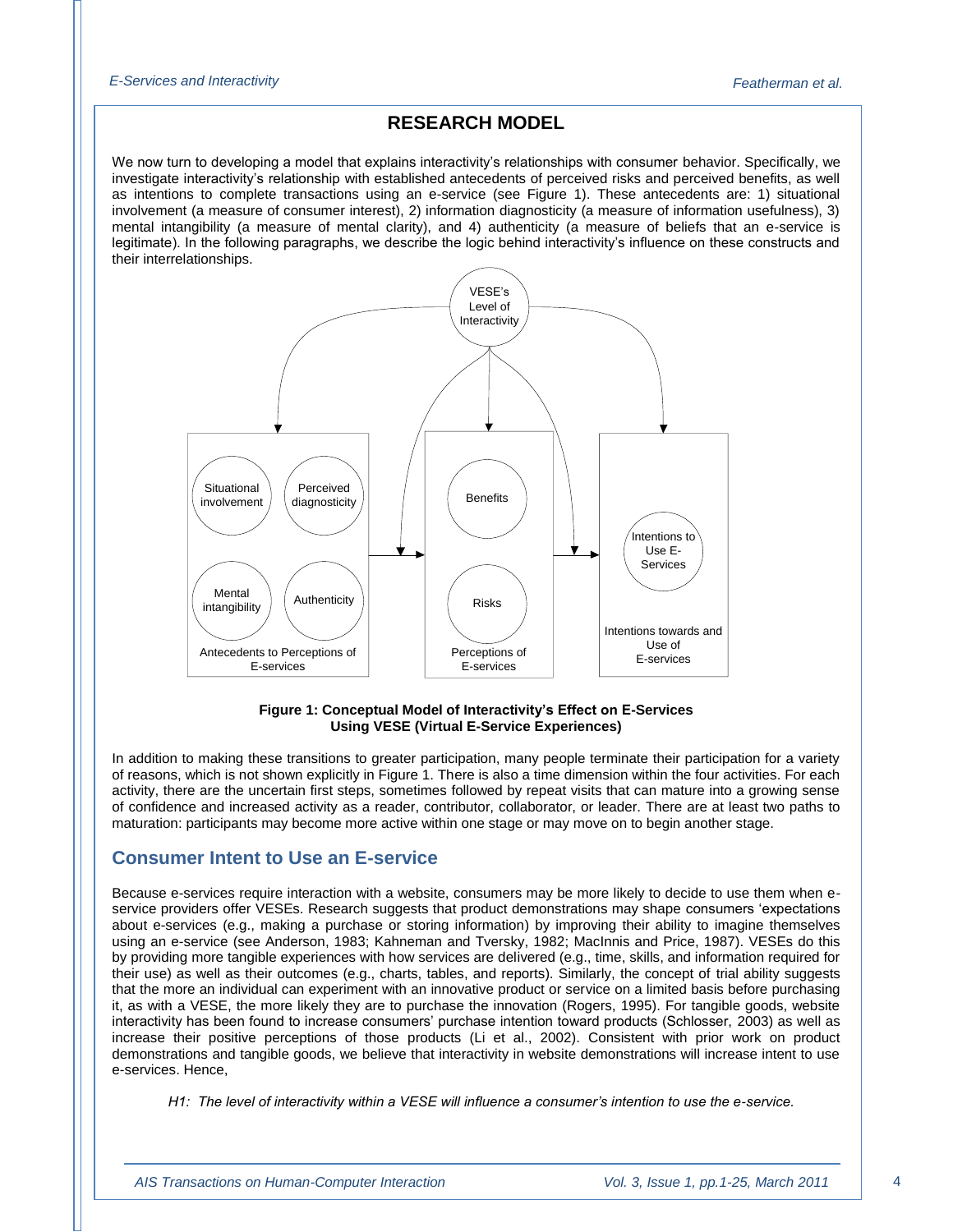## RESEARCH MODEL

We now turn to developing a model that explains interactivity's relationships with consumer behavior. Specifically, we investigate interactivity's relationship with established antecedents of perceived risks and perceived benefits, as well as intentions to complete transactions using an e-service (see Figure 1). These antecedents are: 1) situational involvement (a measure of consumer interest), 2) information diagnosticity (a measure of information usefulness), 3) mental intangibility (a measure of mental clarity), and 4) authenticity (a measure of beliefs that an e-service is legitimate). In the following paragraphs, we describe the logic behind interactivity's influence on these constructs and their interrelationships.

**Figure 1: Conceptual Model of Interactivity's Effect on E-Services Using VESE (Virtual E-Service Experiences)**

In addition to making these transitions to greater participation, many people terminate their participation for a variety of reasons, which is not shown explicitly in Figure 1. There is also a time dimension within the four activities. For each activity, there are the uncertain first steps, sometimes followed by repeat visits that can mature into a growing sense of confidence and increased activity as a reader, contributor, collaborator, or leader. There are at least two paths to maturation: participants may become more active within one stage or may move on to begin another stage.

### Consumer Intent to Use an E-service

Because e-services require interaction with a website, consumers may be more likely to decide to use them when e-service providers offer VESEs. Research suggests that product demonstrations may shape consumers 'expectations about e-services (e.g., making a purchase or storing information) by improving their ability to imagine themselves using an e-service (see Anderson, 1983; Kahneman and Tversky, 1982; MacInnis and Price, 1987). VESEs do this by providing more tangible experiences with how services are delivered (e.g., time, skills, and information required for their use) as well as their outcomes (e.g., charts, tables, and reports). Similarly, the concept of trial ability suggests that the more an individual can experiment with an innovative product or service on a limited basis before purchasing it, as with a VESE, the more likely they are to purchase the innovation (Rogers, 1995). For tangible goods, website interactivity has been found to increase consumers' purchase intention toward products (Schlosser, 2003) as well as increase their positive perceptions of those products (Li et al., 2002). Consistent with prior work on product demonstrations and tangible goods, we believe that interactivity in website demonstrations will increase intent to use e-services. Hence,

*H1: The level of interactivity within a VESE will influence a consumer's intention to use the e-service.*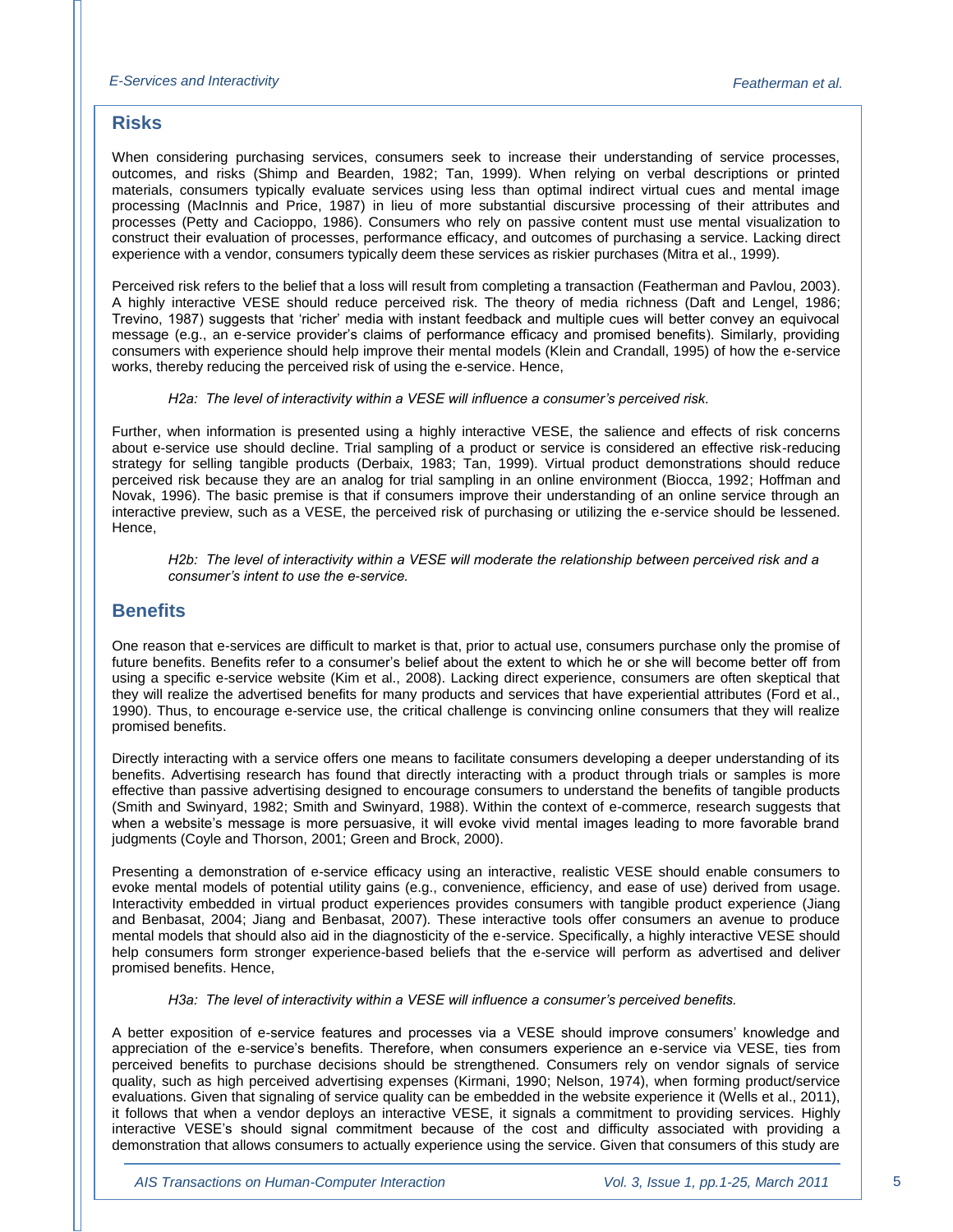## Risks

When considering purchasing services, consumers seek to increase their understanding of service processes, outcomes, and risks (Shimp and Bearden, 1982; Tan, 1999). When relying on verbal descriptions or printed materials, consumers typically evaluate services using less than optimal indirect virtual cues and mental image processing (MacInnis and Price, 1987) in lieu of more substantial discursive processing of their attributes and processes (Petty and Cacioppo, 1986). Consumers who rely on passive content must use mental visualization to construct their evaluation of processes, performance efficacy, and outcomes of purchasing a service. Lacking direct experience with a vendor, consumers typically deem these services as riskier purchases (Mitra et al., 1999).

Perceived risk refers to the belief that a loss will result from completing a transaction (Featherman and Pavlou, 2003). A highly interactive VESE should reduce perceived risk. The theory of media richness (Daft and Lengel, 1986; Trevino, 1987) suggests that 'richer' media with instant feedback and multiple cues will better convey an equivocal message (e.g., an e-service provider's claims of performance efficacy and promised benefits). Similarly, providing consumers with experience should help improve their mental models (Klein and Crandall, 1995) of how the e-service works, thereby reducing the perceived risk of using the e-service. Hence,

> *H2a: The level of interactivity within a VESE will influence a consumer's perceived risk.*

Further, when information is presented using a highly interactive VESE, the salience and effects of risk concerns about e-service use should decline. Trial sampling of a product or service is considered an effective risk-reducing strategy for selling tangible products (Derbaix, 1983; Tan, 1999). Virtual product demonstrations should reduce perceived risk because they are an analog for trial sampling in an online environment (Biocca, 1992; Hoffman and Novak, 1996). The basic premise is that if consumers improve their understanding of an online service through an interactive preview, such as a VESE, the perceived risk of purchasing or utilizing the e-service should be lessened. Hence,

> *H2b: The level of interactivity within a VESE will moderate the relationship between perceived risk and a consumer's intent to use the e-service.*

## Benefits

One reason that e-services are difficult to market is that, prior to actual use, consumers purchase only the promise of future benefits. Benefits refer to a consumer's belief about the extent to which he or she will become better off from using a specific e-service website (Kim et al., 2008). Lacking direct experience, consumers are often skeptical that they will realize the advertised benefits for many products and services that have experiential attributes (Ford et al., 1990). Thus, to encourage e-service use, the critical challenge is convincing online consumers that they will realize promised benefits.

Directly interacting with a service offers one means to facilitate consumers developing a deeper understanding of its benefits. Advertising research has found that directly interacting with a product through trials or samples is more effective than passive advertising designed to encourage consumers to understand the benefits of tangible products (Smith and Swinyard, 1982; Smith and Swinyard, 1988). Within the context of e-commerce, research suggests that when a website's message is more persuasive, it will evoke vivid mental images leading to more favorable brand judgments (Coyle and Thorson, 2001; Green and Brock, 2000).

Presenting a demonstration of e-service efficacy using an interactive, realistic VESE should enable consumers to evoke mental models of potential utility gains (e.g., convenience, efficiency, and ease of use) derived from usage. Interactivity embedded in virtual product experiences provides consumers with tangible product experience (Jiang and Benbasat, 2004; Jiang and Benbasat, 2007). These interactive tools offer consumers an avenue to produce mental models that should also aid in the diagnosticity of the e-service. Specifically, a highly interactive VESE should help consumers form stronger experience-based beliefs that the e-service will perform as advertised and deliver promised benefits. Hence,

> *H3a: The level of interactivity within a VESE will influence a consumer's perceived benefits.*

A better exposition of e-service features and processes via a VESE should improve consumers' knowledge and appreciation of the e-service's benefits. Therefore, when consumers experience an e-service via VESE, ties from perceived benefits to purchase decisions should be strengthened. Consumers rely on vendor signals of service quality, such as high perceived advertising expenses (Kirmani, 1990; Nelson, 1974), when forming product/service evaluations. Given that signaling of service quality can be embedded in the website experience it (Wells et al., 2011), it follows that when a vendor deploys an interactive VESE, it signals a commitment to providing services. Highly interactive VESE's should signal commitment because of the cost and difficulty associated with providing a demonstration that allows consumers to actually experience using the service. Given that consumers of this study are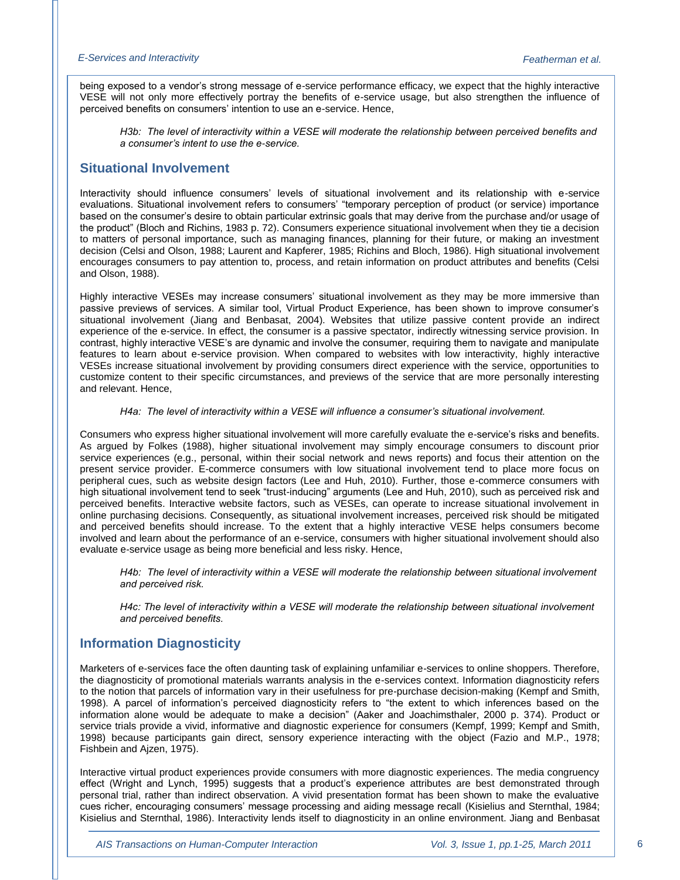being exposed to a vendor's strong message of e-service performance efficacy, we expect that the highly interactive VESE will not only more effectively portray the benefits of e-service usage, but also strengthen the influence of perceived benefits on consumers' intention to use an e-service. Hence,

> *H3b: The level of interactivity within a VESE will moderate the relationship between perceived benefits and a consumer's intent to use the e-service.*

## Situational Involvement

Interactivity should influence consumers' levels of situational involvement and its relationship with e-service evaluations. Situational involvement refers to consumers' "temporary perception of product (or service) importance based on the consumer's desire to obtain particular extrinsic goals that may derive from the purchase and/or usage of the product" (Bloch and Richins, 1983 p. 72). Consumers experience situational involvement when they tie a decision to matters of personal importance, such as managing finances, planning for their future, or making an investment decision (Celsi and Olson, 1988; Laurent and Kapferer, 1985; Richins and Bloch, 1986). High situational involvement encourages consumers to pay attention to, process, and retain information on product attributes and benefits (Celsi and Olson, 1988).

Highly interactive VESEs may increase consumers' situational involvement as they may be more immersive than passive previews of services. A similar tool, Virtual Product Experience, has been shown to improve consumer's situational involvement (Jiang and Benbasat, 2004). Websites that utilize passive content provide an indirect experience of the e-service. In effect, the consumer is a passive spectator, indirectly witnessing service provision. In contrast, highly interactive VESE's are dynamic and involve the consumer, requiring them to navigate and manipulate features to learn about e-service provision. When compared to websites with low interactivity, highly interactive VESEs increase situational involvement by providing consumers direct experience with the service, opportunities to customize content to their specific circumstances, and previews of the service that are more personally interesting and relevant. Hence,

> *H4a: The level of interactivity within a VESE will influence a consumer's situational involvement.*

Consumers who express higher situational involvement will more carefully evaluate the e-service's risks and benefits. As argued by Folkes (1988), higher situational involvement may simply encourage consumers to discount prior service experiences (e.g., personal, within their social network and news reports) and focus their attention on the present service provider. E-commerce consumers with low situational involvement tend to place more focus on peripheral cues, such as website design factors (Lee and Huh, 2010). Further, those e-commerce consumers with high situational involvement tend to seek "trust-inducing" arguments (Lee and Huh, 2010), such as perceived risk and perceived benefits. Interactive website factors, such as VESEs, can operate to increase situational involvement in online purchasing decisions. Consequently, as situational involvement increases, perceived risk should be mitigated and perceived benefits should increase. To the extent that a highly interactive VESE helps consumers become involved and learn about the performance of an e-service, consumers with higher situational involvement should also evaluate e-service usage as being more beneficial and less risky. Hence,

> *H4b: The level of interactivity within a VESE will moderate the relationship between situational involvement and perceived risk.*

> *H4c: The level of interactivity within a VESE will moderate the relationship between situational involvement and perceived benefits.*

## Information Diagnosticity

Marketers of e-services face the often daunting task of explaining unfamiliar e-services to online shoppers. Therefore, the diagnosticity of promotional materials warrants analysis in the e-services context. Information diagnosticity refers to the notion that parcels of information vary in their usefulness for pre-purchase decision-making (Kempf and Smith, 1998). A parcel of information's perceived diagnosticity refers to "the extent to which inferences based on the information alone would be adequate to make a decision" (Aaker and Joachimsthaler, 2000 p. 374). Product or service trials provide a vivid, informative and diagnostic experience for consumers (Kempf, 1999; Kempf and Smith, 1998) because participants gain direct, sensory experience interacting with the object (Fazio and M.P., 1978; Fishbein and Ajzen, 1975).

Interactive virtual product experiences provide consumers with more diagnostic experiences. The media congruency effect (Wright and Lynch, 1995) suggests that a product's experience attributes are best demonstrated through personal trial, rather than indirect observation. A vivid presentation format has been shown to make the evaluative cues richer, encouraging consumers' message processing and aiding message recall (Kisielius and Sternthal, 1984; Kisielius and Sternthal, 1986). Interactivity lends itself to diagnosticity in an online environment. Jiang and Benbasat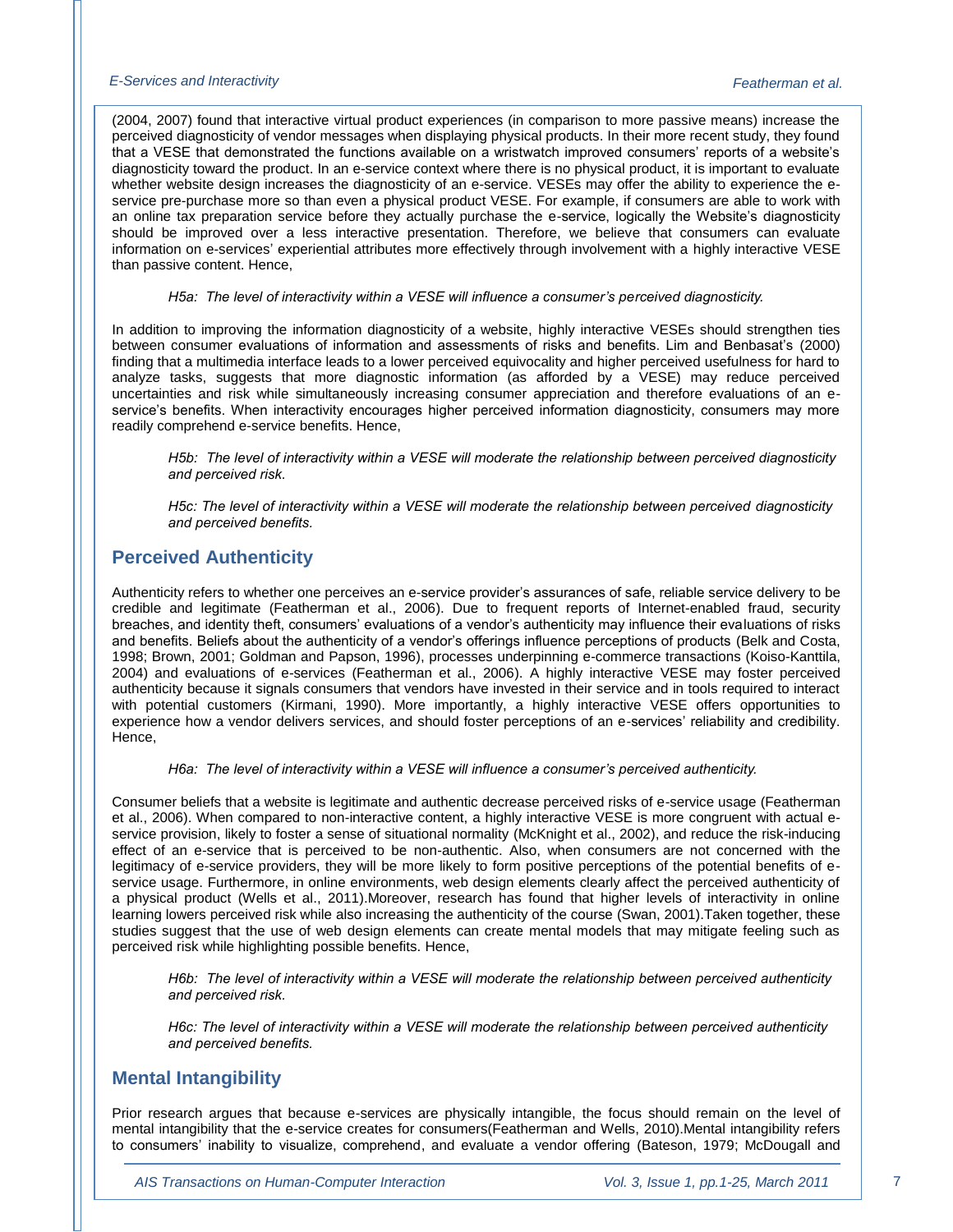(2004, 2007) found that interactive virtual product experiences (in comparison to more passive means) increase the perceived diagnosticity of vendor messages when displaying physical products. In their more recent study, they found that a VESE that demonstrated the functions available on a wristwatch improved consumers' reports of a website's diagnosticity toward the product. In an e-service context where there is no physical product, it is important to evaluate whether website design increases the diagnosticity of an e-service. VESEs may offer the ability to experience the e-service pre-purchase more so than even a physical product VESE. For example, if consumers are able to work with an online tax preparation service before they actually purchase the e-service, logically the Website's diagnosticity should be improved over a less interactive presentation. Therefore, we believe that consumers can evaluate information on e-services' experiential attributes more effectively through involvement with a highly interactive VESE than passive content. Hence,

> *H5a: The level of interactivity within a VESE will influence a consumer's perceived diagnosticity.*

In addition to improving the information diagnosticity of a website, highly interactive VESEs should strengthen ties between consumer evaluations of information and assessments of risks and benefits. Lim and Benbasat's (2000) finding that a multimedia interface leads to a lower perceived equivocality and higher perceived usefulness for hard to analyze tasks, suggests that more diagnostic information (as afforded by a VESE) may reduce perceived uncertainties and risk while simultaneously increasing consumer appreciation and therefore evaluations of an e-service's benefits. When interactivity encourages higher perceived information diagnosticity, consumers may more readily comprehend e-service benefits. Hence,

> *H5b: The level of interactivity within a VESE will moderate the relationship between perceived diagnosticity and perceived risk.*

> *H5c: The level of interactivity within a VESE will moderate the relationship between perceived diagnosticity and perceived benefits.*

## Perceived Authenticity

Authenticity refers to whether one perceives an e-service provider's assurances of safe, reliable service delivery to be credible and legitimate (Featherman et al., 2006). Due to frequent reports of Internet-enabled fraud, security breaches, and identity theft, consumers' evaluations of a vendor's authenticity may influence their evaluations of risks and benefits. Beliefs about the authenticity of a vendor's offerings influence perceptions of products (Belk and Costa, 1998; Brown, 2001; Goldman and Papson, 1996), processes underpinning e-commerce transactions (Koiso-Kanttila, 2004) and evaluations of e-services (Featherman et al., 2006). A highly interactive VESE may foster perceived authenticity because it signals consumers that vendors have invested in their service and in tools required to interact with potential customers (Kirmani, 1990). More importantly, a highly interactive VESE offers opportunities to experience how a vendor delivers services, and should foster perceptions of an e-services' reliability and credibility. Hence,

> *H6a: The level of interactivity within a VESE will influence a consumer's perceived authenticity.*

Consumer beliefs that a website is legitimate and authentic decrease perceived risks of e-service usage (Featherman et al., 2006). When compared to non-interactive content, a highly interactive VESE is more congruent with actual e-service provision, likely to foster a sense of situational normality (McKnight et al., 2002), and reduce the risk-inducing effect of an e-service that is perceived to be non-authentic. Also, when consumers are not concerned with the legitimacy of e-service providers, they will be more likely to form positive perceptions of the potential benefits of e-service usage. Furthermore, in online environments, web design elements clearly affect the perceived authenticity of a physical product (Wells et al., 2011).Moreover, research has found that higher levels of interactivity in online learning lowers perceived risk while also increasing the authenticity of the course (Swan, 2001).Taken together, these studies suggest that the use of web design elements can create mental models that may mitigate feeling such as perceived risk while highlighting possible benefits. Hence,

> *H6b: The level of interactivity within a VESE will moderate the relationship between perceived authenticity and perceived risk.*

> *H6c: The level of interactivity within a VESE will moderate the relationship between perceived authenticity and perceived benefits.*

## Mental Intangibility

Prior research argues that because e-services are physically intangible, the focus should remain on the level of mental intangibility that the e-service creates for consumers(Featherman and Wells, 2010).Mental intangibility refers to consumers' inability to visualize, comprehend, and evaluate a vendor offering (Bateson, 1979; McDougall and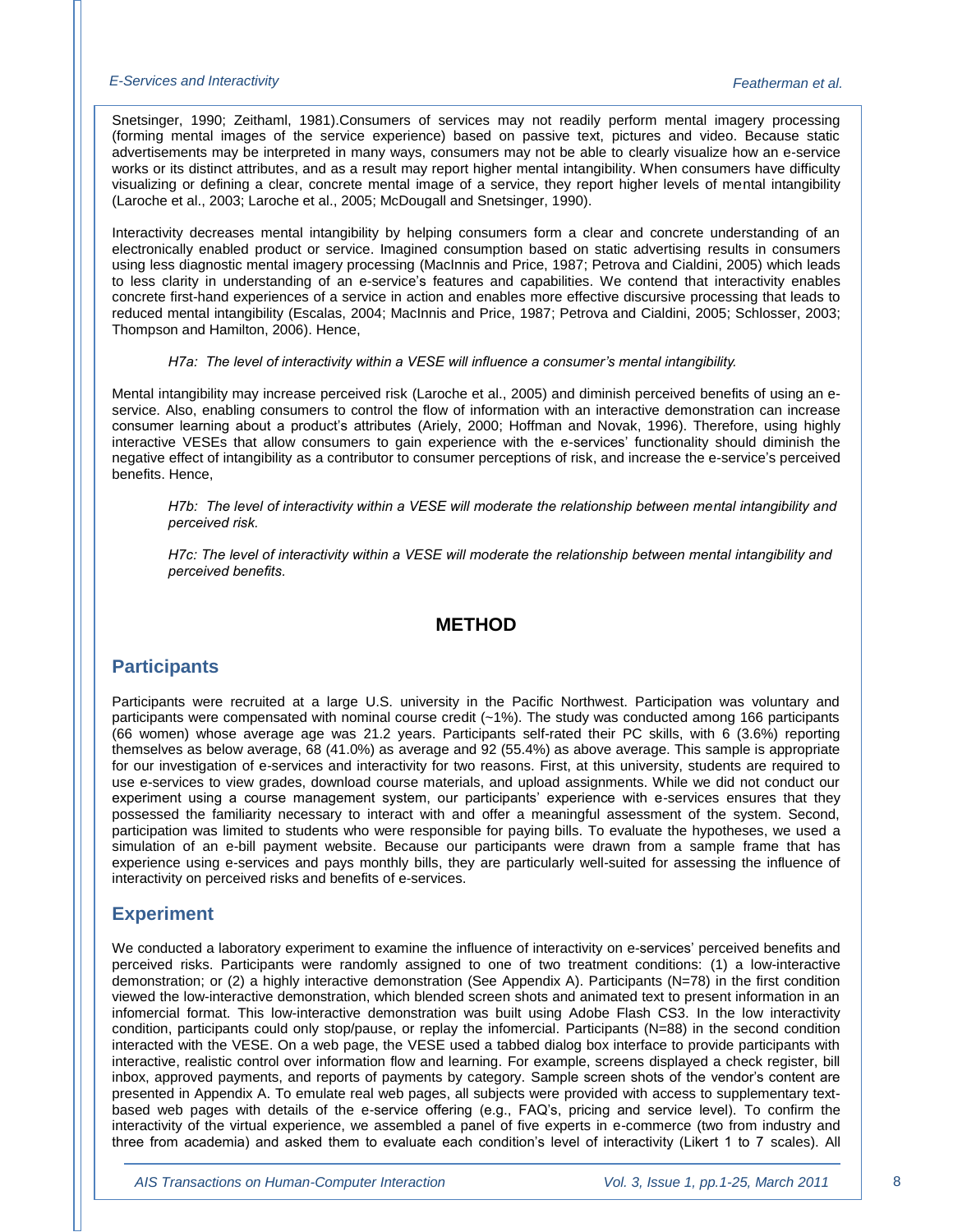Snetsinger, 1990; Zeithaml, 1981).Consumers of services may not readily perform mental imagery processing (forming mental images of the service experience) based on passive text, pictures and video. Because static advertisements may be interpreted in many ways, consumers may not be able to clearly visualize how an e-service works or its distinct attributes, and as a result may report higher mental intangibility. When consumers have difficulty visualizing or defining a clear, concrete mental image of a service, they report higher levels of mental intangibility (Laroche et al., 2003; Laroche et al., 2005; McDougall and Snetsinger, 1990).

Interactivity decreases mental intangibility by helping consumers form a clear and concrete understanding of an electronically enabled product or service. Imagined consumption based on static advertising results in consumers using less diagnostic mental imagery processing (MacInnis and Price, 1987; Petrova and Cialdini, 2005) which leads to less clarity in understanding of an e-service's features and capabilities. We contend that interactivity enables concrete first-hand experiences of a service in action and enables more effective discursive processing that leads to reduced mental intangibility (Escalas, 2004; MacInnis and Price, 1987; Petrova and Cialdini, 2005; Schlosser, 2003; Thompson and Hamilton, 2006). Hence,

> *H7a: The level of interactivity within a VESE will influence a consumer's mental intangibility.*

Mental intangibility may increase perceived risk (Laroche et al., 2005) and diminish perceived benefits of using an e-service. Also, enabling consumers to control the flow of information with an interactive demonstration can increase consumer learning about a product's attributes (Ariely, 2000; Hoffman and Novak, 1996). Therefore, using highly interactive VESEs that allow consumers to gain experience with the e-services' functionality should diminish the negative effect of intangibility as a contributor to consumer perceptions of risk, and increase the e-service's perceived benefits. Hence,

> *H7b: The level of interactivity within a VESE will moderate the relationship between mental intangibility and perceived risk.*

> *H7c: The level of interactivity within a VESE will moderate the relationship between mental intangibility and perceived benefits.*

# METHOD

## Participants

Participants were recruited at a large U.S. university in the Pacific Northwest. Participation was voluntary and participants were compensated with nominal course credit (~1%). The study was conducted among 166 participants (66 women) whose average age was 21.2 years. Participants self-rated their PC skills, with 6 (3.6%) reporting themselves as below average, 68 (41.0%) as average and 92 (55.4%) as above average. This sample is appropriate for our investigation of e-services and interactivity for two reasons. First, at this university, students are required to use e-services to view grades, download course materials, and upload assignments. While we did not conduct our experiment using a course management system, our participants' experience with e-services ensures that they possessed the familiarity necessary to interact with and offer a meaningful assessment of the system. Second, participation was limited to students who were responsible for paying bills. To evaluate the hypotheses, we used a simulation of an e-bill payment website. Because our participants were drawn from a sample frame that has experience using e-services and pays monthly bills, they are particularly well-suited for assessing the influence of interactivity on perceived risks and benefits of e-services.

## Experiment

We conducted a laboratory experiment to examine the influence of interactivity on e-services' perceived benefits and perceived risks. Participants were randomly assigned to one of two treatment conditions: (1) a low-interactive demonstration; or (2) a highly interactive demonstration (See Appendix A). Participants (N=78) in the first condition viewed the low-interactive demonstration, which blended screen shots and animated text to present information in an infomercial format. This low-interactive demonstration was built using Adobe Flash CS3. In the low interactivity condition, participants could only stop/pause, or replay the infomercial. Participants (N=88) in the second condition interacted with the VESE. On a web page, the VESE used a tabbed dialog box interface to provide participants with interactive, realistic control over information flow and learning. For example, screens displayed a check register, bill inbox, approved payments, and reports of payments by category. Sample screen shots of the vendor's content are presented in Appendix A. To emulate real web pages, all subjects were provided with access to supplementary text-based web pages with details of the e-service offering (e.g., FAQ's, pricing and service level). To confirm the interactivity of the virtual experience, we assembled a panel of five experts in e-commerce (two from industry and three from academia) and asked them to evaluate each condition's level of interactivity (Likert 1 to 7 scales). All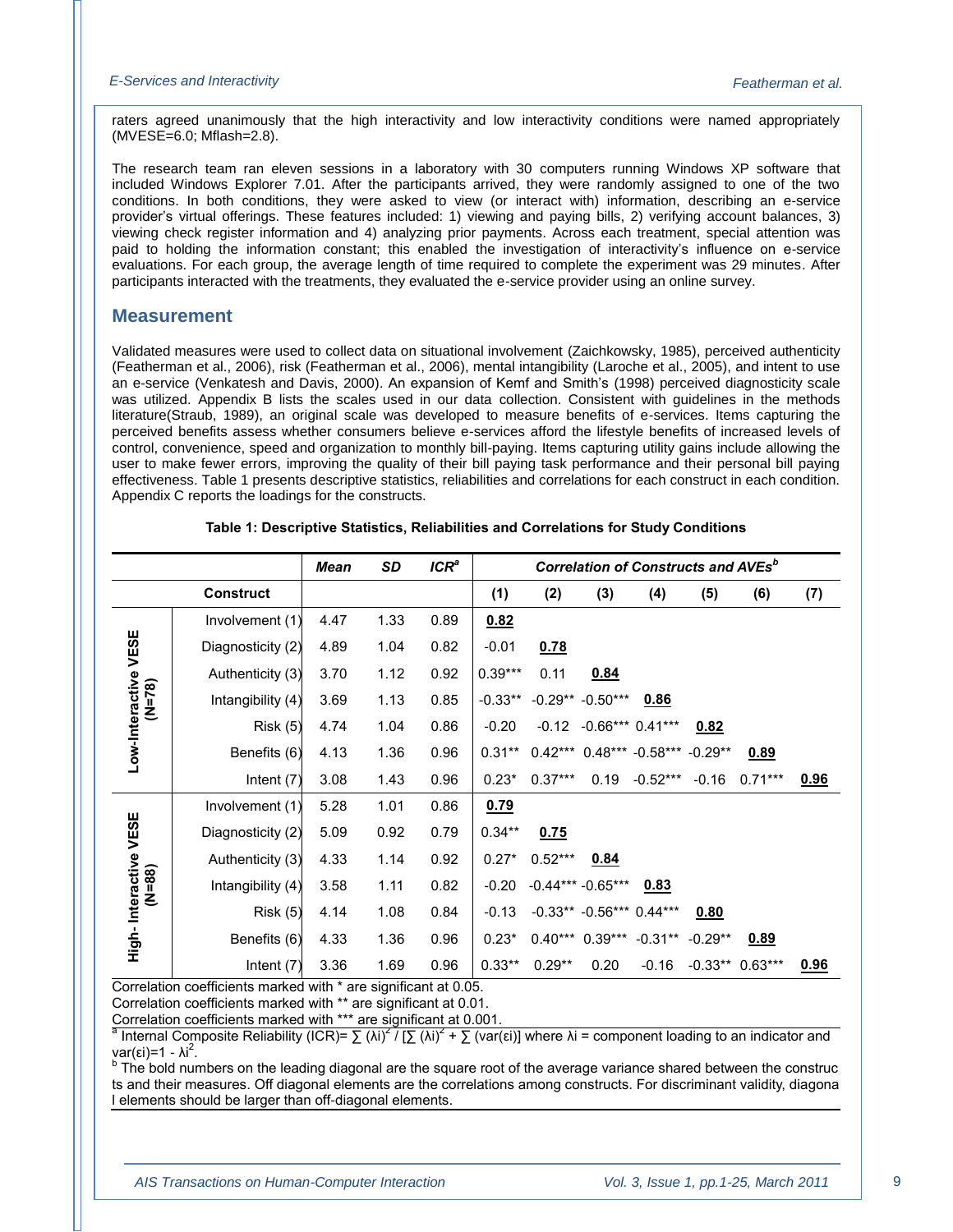raters agreed unanimously that the high interactivity and low interactivity conditions were named appropriately (MVESE=6.0; Mflash=2.8).

The research team ran eleven sessions in a laboratory with 30 computers running Windows XP software that included Windows Explorer 7.01. After the participants arrived, they were randomly assigned to one of the two conditions. In both conditions, they were asked to view (or interact with) information, describing an e-service provider's virtual offerings. These features included: 1) viewing and paying bills, 2) verifying account balances, 3) viewing check register information and 4) analyzing prior payments. Across each treatment, special attention was paid to holding the information constant; this enabled the investigation of interactivity's influence on e-service evaluations. For each group, the average length of time required to complete the experiment was 29 minutes. After participants interacted with the treatments, they evaluated the e-service provider using an online survey.

## Measurement

Validated measures were used to collect data on situational involvement (Zaichkowsky, 1985), perceived authenticity (Featherman et al., 2006), risk (Featherman et al., 2006), mental intangibility (Laroche et al., 2005), and intent to use an e-service (Venkatesh and Davis, 2000). An expansion of Kemf and Smith's (1998) perceived diagnosticity scale was utilized. Appendix B lists the scales used in our data collection. Consistent with guidelines in the methods literature(Straub, 1989), an original scale was developed to measure benefits of e-services. Items capturing the perceived benefits assess whether consumers believe e-services afford the lifestyle benefits of increased levels of control, convenience, speed and organization to monthly bill-paying. Items capturing utility gains include allowing the user to make fewer errors, improving the quality of their bill paying task performance and their personal bill paying effectiveness. Table 1 presents descriptive statistics, reliabilities and correlations for each construct in each condition. Appendix C reports the loadings for the constructs.

**Table 1: Descriptive Statistics, Reliabilities and Correlations for Study Conditions**

| | | *Mean* | *SD* | *ICR*[a] | *Correlation of Constructs and AVEs*[b] | | | | | | |
|---|---|---|---|---|---|---|---|---|---|---|---|
| | **Construct** | | | | **(1)** | **(2)** | **(3)** | **(4)** | **(5)** | **(6)** | **(7)** |
| **Low-Interactive VESE (N=78)** | Involvement (1) | 4.47 | 1.33 | 0.89 | **0.82** | | | | | | |
| | Diagnosticity (2) | 4.89 | 1.04 | 0.82 | -0.01 | **0.78** | | | | | |
| | Authenticity (3) | 3.70 | 1.12 | 0.92 | 0.39*** | 0.11 | **0.84** | | | | |
| | Intangibility (4) | 3.69 | 1.13 | 0.85 | -0.33** | -0.29** | -0.50*** | **0.86** | | | |
| | Risk (5) | 4.74 | 1.04 | 0.86 | -0.20 | -0.12 | -0.66*** | 0.41*** | **0.82** | | |
| | Benefits (6) | 4.13 | 1.36 | 0.96 | 0.31** | 0.42*** | 0.48*** | -0.58*** | -0.29** | **0.89** | |
| | Intent (7) | 3.08 | 1.43 | 0.96 | 0.23* | 0.37*** | 0.19 | -0.52*** | -0.16 | 0.71*** | **0.96** |
| **High- Interactive VESE (N=88)** | Involvement (1) | 5.28 | 1.01 | 0.86 | **0.79** | | | | | | |
| | Diagnosticity (2) | 5.09 | 0.92 | 0.79 | 0.34** | **0.75** | | | | | |
| | Authenticity (3) | 4.33 | 1.14 | 0.92 | 0.27* | 0.52*** | **0.84** | | | | |
| | Intangibility (4) | 3.58 | 1.11 | 0.82 | -0.20 | -0.44*** | -0.65*** | **0.83** | | | |
| | Risk (5) | 4.14 | 1.08 | 0.84 | -0.13 | -0.33** | -0.56*** | 0.44*** | **0.80** | | |
| | Benefits (6) | 4.33 | 1.36 | 0.96 | 0.23* | 0.40*** | 0.39*** | -0.31** | -0.29** | **0.89** | |
| | Intent (7) | 3.36 | 1.69 | 0.96 | 0.33** | 0.29** | 0.20 | -0.16 | -0.33** | 0.63*** | **0.96** |

Correlation coefficients marked with * are significant at 0.05.
Correlation coefficients marked with ** are significant at 0.01.
Correlation coefficients marked with *** are significant at 0.001.

[a] Internal Composite Reliability (ICR)= $\sum (\lambda i)^2 / [\sum (\lambda i)^2 + \sum (var(\varepsilon i)]$ where $\lambda i$ = component loading to an indicator and $var(\varepsilon i)=1 - \lambda i^2$.

[b] The bold numbers on the leading diagonal are the square root of the average variance shared between the constructs and their measures. Off diagonal elements are the correlations among constructs. For discriminant validity, diagonal elements should be larger than off-diagonal elements.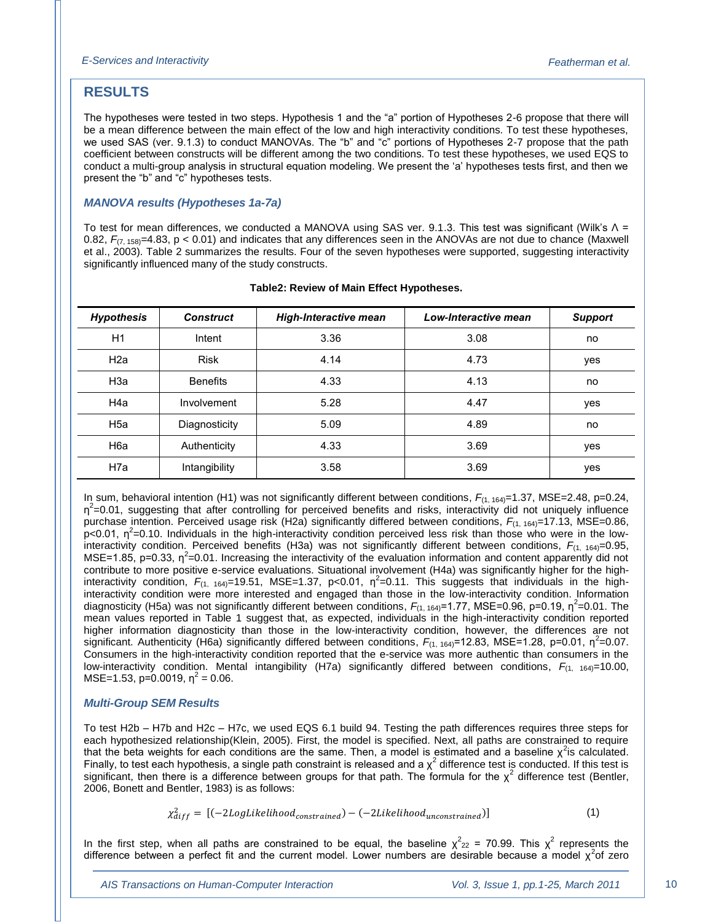## RESULTS

The hypotheses were tested in two steps. Hypothesis 1 and the "a" portion of Hypotheses 2-6 propose that there will be a mean difference between the main effect of the low and high interactivity conditions. To test these hypotheses, we used SAS (ver. 9.1.3) to conduct MANOVAs. The "b" and "c" portions of Hypotheses 2-7 propose that the path coefficient between constructs will be different among the two conditions. To test these hypotheses, we used EQS to conduct a multi-group analysis in structural equation modeling. We present the 'a' hypotheses tests first, and then we present the "b" and "c" hypotheses tests.

### *MANOVA results (Hypotheses 1a-7a)*

To test for mean differences, we conducted a MANOVA using SAS ver. 9.1.3. This test was significant (Wilk's $\Lambda$ = 0.82, $F_{(7, 158)}$=4.83, $p < 0.01$) and indicates that any differences seen in the ANOVAs are not due to chance (Maxwell et al., 2003). Table 2 summarizes the results. Four of the seven hypotheses were supported, suggesting interactivity significantly influenced many of the study constructs.

**Table2: Review of Main Effect Hypotheses.**

| *Hypothesis* | *Construct* | *High-Interactive mean* | *Low-Interactive mean* | *Support* |
|---|---|---|---|---|
| H1 | Intent | 3.36 | 3.08 | no |
| H2a | Risk | 4.14 | 4.73 | yes |
| H3a | Benefits | 4.33 | 4.13 | no |
| H4a | Involvement | 5.28 | 4.47 | yes |
| H5a | Diagnosticity | 5.09 | 4.89 | no |
| H6a | Authenticity | 4.33 | 3.69 | yes |
| H7a | Intangibility | 3.58 | 3.69 | yes |

In sum, behavioral intention (H1) was not significantly different between conditions, $F_{(1, 164)}$=1.37, MSE=2.48, p=0.24, $\eta^2$=0.01, suggesting that after controlling for perceived benefits and risks, interactivity did not uniquely influence purchase intention. Perceived usage risk (H2a) significantly differed between conditions, $F_{(1, 164)}$=17.13, MSE=0.86, p<0.01, $\eta^2$=0.10. Individuals in the high-interactivity condition perceived less risk than those who were in the low-interactivity condition. Perceived benefits (H3a) was not significantly different between conditions, $F_{(1, 164)}$=0.95, MSE=1.85, p=0.33, $\eta^2$=0.01. Increasing the interactivity of the evaluation information and content apparently did not contribute to more positive e-service evaluations. Situational involvement (H4a) was significantly higher for the high-interactivity condition, $F_{(1, 164)}$=19.51, MSE=1.37, p<0.01, $\eta^2$=0.11. This suggests that individuals in the high-interactivity condition were more interested and engaged than those in the low-interactivity condition. Information diagnosticity (H5a) was not significantly different between conditions, $F_{(1, 164)}$=1.77, MSE=0.96, p=0.19, $\eta^2$=0.01. The mean values reported in Table 1 suggest that, as expected, individuals in the high-interactivity condition reported higher information diagnosticity than those in the low-interactivity condition, however, the differences are not significant. Authenticity (H6a) significantly differed between conditions, $F_{(1, 164)}$=12.83, MSE=1.28, p=0.01, $\eta^2$=0.07. Consumers in the high-interactivity condition reported that the e-service was more authentic than consumers in the low-interactivity condition. Mental intangibility (H7a) significantly differed between conditions, $F_{(1, 164)}$=10.00, MSE=1.53, p=0.0019, $\eta^2$ = 0.06.

### *Multi-Group SEM Results*

To test H2b – H7b and H2c – H7c, we used EQS 6.1 build 94. Testing the path differences requires three steps for each hypothesized relationship(Klein, 2005). First, the model is specified. Next, all paths are constrained to require that the beta weights for each conditions are the same. Then, a model is estimated and a baseline $\chi^2$is calculated. Finally, to test each hypothesis, a single path constraint is released and a $\chi^2$ difference test is conducted. If this test is significant, then there is a difference between groups for that path. The formula for the $\chi^2$ difference test (Bentler, 2006, Bonett and Bentler, 1983) is as follows:

$$\chi^2_{diff} = [(-2LogLikelihood_{constrained}) - (-2Likelihood_{unconstrained})] \tag{1}$$

In the first step, when all paths are constrained to be equal, the baseline $\chi^2_{22}$ = 70.99. This $\chi^2$ represents the difference between a perfect fit and the current model. Lower numbers are desirable because a model $\chi^2$of zero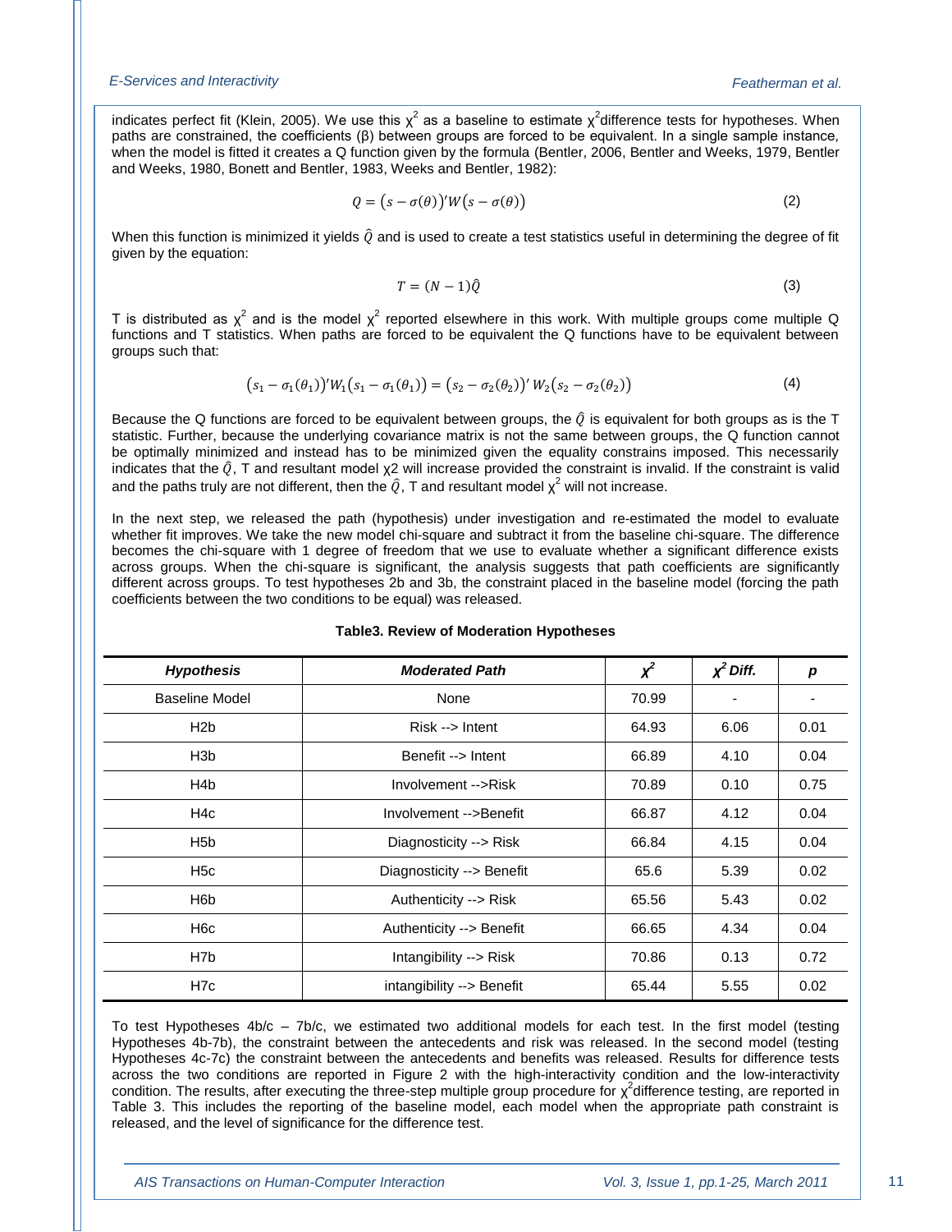indicates perfect fit (Klein, 2005). We use this $\chi^2$ as a baseline to estimate $\chi^2$difference tests for hypotheses. When paths are constrained, the coefficients (β) between groups are forced to be equivalent. In a single sample instance, when the model is fitted it creates a Q function given by the formula (Bentler, 2006, Bentler and Weeks, 1979, Bentler and Weeks, 1980, Bonett and Bentler, 1983, Weeks and Bentler, 1982):

$$Q = \left(s - \sigma(\theta)\right)' W \left(s - \sigma(\theta)\right) \tag{2}$$

When this function is minimized it yields $\hat{Q}$ and is used to create a test statistics useful in determining the degree of fit given by the equation:

$$T = (N-1)\hat{Q} \tag{3}$$

T is distributed as $\chi^2$ and is the model $\chi^2$ reported elsewhere in this work. With multiple groups come multiple Q functions and T statistics. When paths are forced to be equivalent the Q functions have to be equivalent between groups such that:

$$\left(s_1 - \sigma_1(\theta_1)\right)' W_1 \left(s_1 - \sigma_1(\theta_1)\right) = \left(s_2 - \sigma_2(\theta_2)\right)' W_2 \left(s_2 - \sigma_2(\theta_2)\right) \tag{4}$$

Because the Q functions are forced to be equivalent between groups, the $\hat{Q}$ is equivalent for both groups as is the T statistic. Further, because the underlying covariance matrix is not the same between groups, the Q function cannot be optimally minimized and instead has to be minimized given the equality constrains imposed. This necessarily indicates that the $\hat{Q}$, T and resultant model $\chi2$ will increase provided the constraint is invalid. If the constraint is valid and the paths truly are not different, then the $\hat{Q}$, T and resultant model $\chi^2$ will not increase.

In the next step, we released the path (hypothesis) under investigation and re-estimated the model to evaluate whether fit improves. We take the new model chi-square and subtract it from the baseline chi-square. The difference becomes the chi-square with 1 degree of freedom that we use to evaluate whether a significant difference exists across groups. When the chi-square is significant, the analysis suggests that path coefficients are significantly different across groups. To test hypotheses 2b and 3b, the constraint placed in the baseline model (forcing the path coefficients between the two conditions to be equal) was released.

**Table3. Review of Moderation Hypotheses**

| *Hypothesis* | *Moderated Path* | $\chi^2$ | $\chi^2$ *Diff.* | *p* |
|---|---|---|---|---|
| Baseline Model | None | 70.99 | - | - |
| H2b | Risk --> Intent | 64.93 | 6.06 | 0.01 |
| H3b | Benefit --> Intent | 66.89 | 4.10 | 0.04 |
| H4b | Involvement -->Risk | 70.89 | 0.10 | 0.75 |
| H4c | Involvement -->Benefit | 66.87 | 4.12 | 0.04 |
| H5b | Diagnosticity --> Risk | 66.84 | 4.15 | 0.04 |
| H5c | Diagnosticity --> Benefit | 65.6 | 5.39 | 0.02 |
| H6b | Authenticity --> Risk | 65.56 | 5.43 | 0.02 |
| H6c | Authenticity --> Benefit | 66.65 | 4.34 | 0.04 |
| H7b | Intangibility --> Risk | 70.86 | 0.13 | 0.72 |
| H7c | intangibility --> Benefit | 65.44 | 5.55 | 0.02 |

To test Hypotheses 4b/c – 7b/c, we estimated two additional models for each test. In the first model (testing Hypotheses 4b-7b), the constraint between the antecedents and risk was released. In the second model (testing Hypotheses 4c-7c) the constraint between the antecedents and benefits was released. Results for difference tests across the two conditions are reported in Figure 2 with the high-interactivity condition and the low-interactivity condition. The results, after executing the three-step multiple group procedure for $\chi^2$difference testing, are reported in Table 3. This includes the reporting of the baseline model, each model when the appropriate path constraint is released, and the level of significance for the difference test.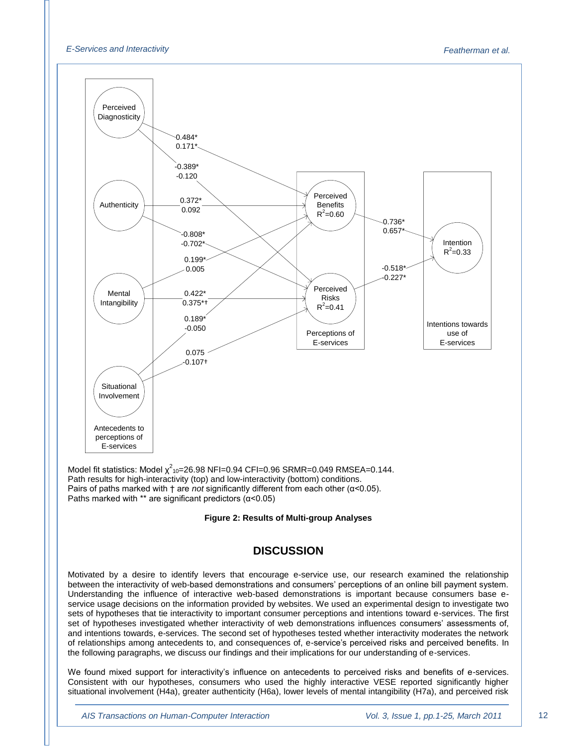Perceived Diagnosticity

Authenticity

Mental Intangibility

Situational Involvement

Antecedents to perceptions of E-services

Perceived Benefits $R^2$=0.60

Perceived Risks $R^2$=0.41

Perceptions of E-services

Intention $R^2$=0.33

Intentions towards use of E-services

0.484*
0.171*

-0.389*
-0.120

0.372*
0.092

-0.808*
-0.702*

0.199*
0.005

0.422*
0.375*†

0.189*
-0.050

0.075
-0.107†

0.736*
0.657*

-0.518*
-0.227*

Model fit statistics: Model $\chi^2_{10}$=26.98 NFI=0.94 CFI=0.96 SRMR=0.049 RMSEA=0.144.
Path results for high-interactivity (top) and low-interactivity (bottom) conditions.
Pairs of paths marked with † are *not* significantly different from each other (α<0.05).
Paths marked with ** are significant predictors (α<0.05)

**Figure 2: Results of Multi-group Analyses**

## DISCUSSION

Motivated by a desire to identify levers that encourage e-service use, our research examined the relationship between the interactivity of web-based demonstrations and consumers' perceptions of an online bill payment system. Understanding the influence of interactive web-based demonstrations is important because consumers base e-service usage decisions on the information provided by websites. We used an experimental design to investigate two sets of hypotheses that tie interactivity to important consumer perceptions and intentions toward e-services. The first set of hypotheses investigated whether interactivity of web demonstrations influences consumers' assessments of, and intentions towards, e-services. The second set of hypotheses tested whether interactivity moderates the network of relationships among antecedents to, and consequences of, e-service's perceived risks and perceived benefits. In the following paragraphs, we discuss our findings and their implications for our understanding of e-services.

We found mixed support for interactivity's influence on antecedents to perceived risks and benefits of e-services. Consistent with our hypotheses, consumers who used the highly interactive VESE reported significantly higher situational involvement (H4a), greater authenticity (H6a), lower levels of mental intangibility (H7a), and perceived risk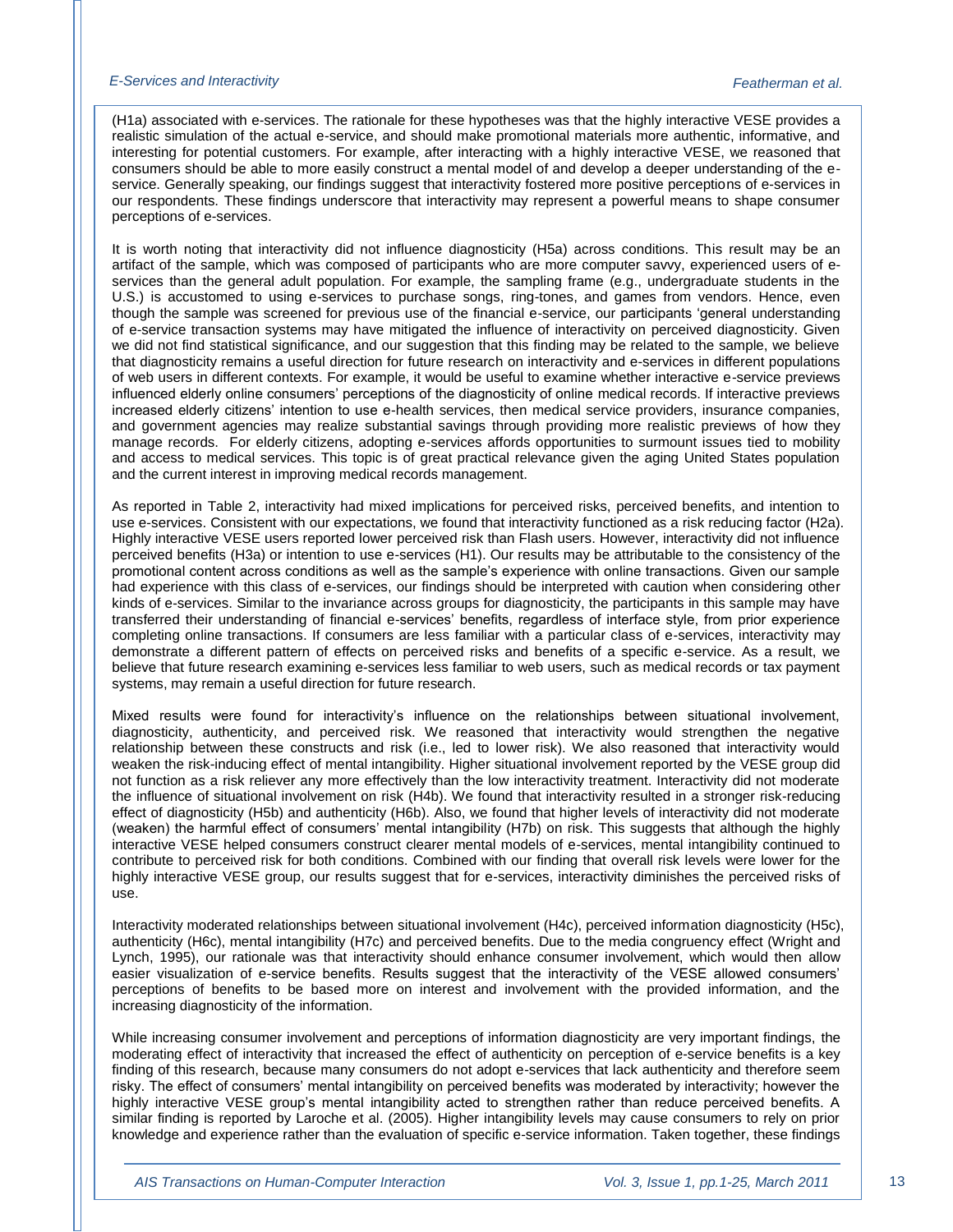(H1a) associated with e-services. The rationale for these hypotheses was that the highly interactive VESE provides a realistic simulation of the actual e-service, and should make promotional materials more authentic, informative, and interesting for potential customers. For example, after interacting with a highly interactive VESE, we reasoned that consumers should be able to more easily construct a mental model of and develop a deeper understanding of the e-service. Generally speaking, our findings suggest that interactivity fostered more positive perceptions of e-services in our respondents. These findings underscore that interactivity may represent a powerful means to shape consumer perceptions of e-services.

It is worth noting that interactivity did not influence diagnosticity (H5a) across conditions. This result may be an artifact of the sample, which was composed of participants who are more computer savvy, experienced users of e-services than the general adult population. For example, the sampling frame (e.g., undergraduate students in the U.S.) is accustomed to using e-services to purchase songs, ring-tones, and games from vendors. Hence, even though the sample was screened for previous use of the financial e-service, our participants 'general understanding of e-service transaction systems may have mitigated the influence of interactivity on perceived diagnosticity. Given we did not find statistical significance, and our suggestion that this finding may be related to the sample, we believe that diagnosticity remains a useful direction for future research on interactivity and e-services in different populations of web users in different contexts. For example, it would be useful to examine whether interactive e-service previews influenced elderly online consumers' perceptions of the diagnosticity of online medical records. If interactive previews increased elderly citizens' intention to use e-health services, then medical service providers, insurance companies, and government agencies may realize substantial savings through providing more realistic previews of how they manage records. For elderly citizens, adopting e-services affords opportunities to surmount issues tied to mobility and access to medical services. This topic is of great practical relevance given the aging United States population and the current interest in improving medical records management.

As reported in Table 2, interactivity had mixed implications for perceived risks, perceived benefits, and intention to use e-services. Consistent with our expectations, we found that interactivity functioned as a risk reducing factor (H2a). Highly interactive VESE users reported lower perceived risk than Flash users. However, interactivity did not influence perceived benefits (H3a) or intention to use e-services (H1). Our results may be attributable to the consistency of the promotional content across conditions as well as the sample's experience with online transactions. Given our sample had experience with this class of e-services, our findings should be interpreted with caution when considering other kinds of e-services. Similar to the invariance across groups for diagnosticity, the participants in this sample may have transferred their understanding of financial e-services' benefits, regardless of interface style, from prior experience completing online transactions. If consumers are less familiar with a particular class of e-services, interactivity may demonstrate a different pattern of effects on perceived risks and benefits of a specific e-service. As a result, we believe that future research examining e-services less familiar to web users, such as medical records or tax payment systems, may remain a useful direction for future research.

Mixed results were found for interactivity's influence on the relationships between situational involvement, diagnosticity, authenticity, and perceived risk. We reasoned that interactivity would strengthen the negative relationship between these constructs and risk (i.e., led to lower risk). We also reasoned that interactivity would weaken the risk-inducing effect of mental intangibility. Higher situational involvement reported by the VESE group did not function as a risk reliever any more effectively than the low interactivity treatment. Interactivity did not moderate the influence of situational involvement on risk (H4b). We found that interactivity resulted in a stronger risk-reducing effect of diagnosticity (H5b) and authenticity (H6b). Also, we found that higher levels of interactivity did not moderate (weaken) the harmful effect of consumers' mental intangibility (H7b) on risk. This suggests that although the highly interactive VESE helped consumers construct clearer mental models of e-services, mental intangibility continued to contribute to perceived risk for both conditions. Combined with our finding that overall risk levels were lower for the highly interactive VESE group, our results suggest that for e-services, interactivity diminishes the perceived risks of use.

Interactivity moderated relationships between situational involvement (H4c), perceived information diagnosticity (H5c), authenticity (H6c), mental intangibility (H7c) and perceived benefits. Due to the media congruency effect (Wright and Lynch, 1995), our rationale was that interactivity should enhance consumer involvement, which would then allow easier visualization of e-service benefits. Results suggest that the interactivity of the VESE allowed consumers' perceptions of benefits to be based more on interest and involvement with the provided information, and the increasing diagnosticity of the information.

While increasing consumer involvement and perceptions of information diagnosticity are very important findings, the moderating effect of interactivity that increased the effect of authenticity on perception of e-service benefits is a key finding of this research, because many consumers do not adopt e-services that lack authenticity and therefore seem risky. The effect of consumers' mental intangibility on perceived benefits was moderated by interactivity; however the highly interactive VESE group's mental intangibility acted to strengthen rather than reduce perceived benefits. A similar finding is reported by Laroche et al. (2005). Higher intangibility levels may cause consumers to rely on prior knowledge and experience rather than the evaluation of specific e-service information. Taken together, these findings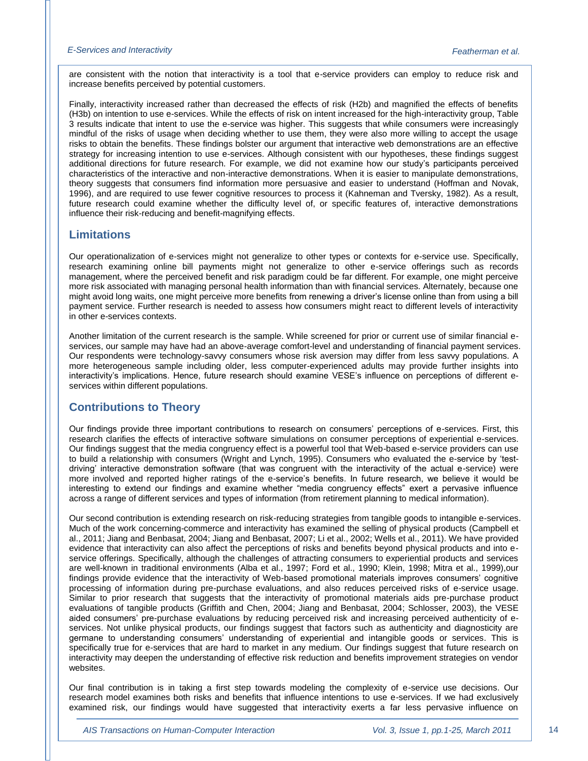are consistent with the notion that interactivity is a tool that e-service providers can employ to reduce risk and increase benefits perceived by potential customers.

Finally, interactivity increased rather than decreased the effects of risk (H2b) and magnified the effects of benefits (H3b) on intention to use e-services. While the effects of risk on intent increased for the high-interactivity group, Table 3 results indicate that intent to use the e-service was higher. This suggests that while consumers were increasingly mindful of the risks of usage when deciding whether to use them, they were also more willing to accept the usage risks to obtain the benefits. These findings bolster our argument that interactive web demonstrations are an effective strategy for increasing intention to use e-services. Although consistent with our hypotheses, these findings suggest additional directions for future research. For example, we did not examine how our study's participants perceived characteristics of the interactive and non-interactive demonstrations. When it is easier to manipulate demonstrations, theory suggests that consumers find information more persuasive and easier to understand (Hoffman and Novak, 1996), and are required to use fewer cognitive resources to process it (Kahneman and Tversky, 1982). As a result, future research could examine whether the difficulty level of, or specific features of, interactive demonstrations influence their risk-reducing and benefit-magnifying effects.

## Limitations

Our operationalization of e-services might not generalize to other types or contexts for e-service use. Specifically, research examining online bill payments might not generalize to other e-service offerings such as records management, where the perceived benefit and risk paradigm could be far different. For example, one might perceive more risk associated with managing personal health information than with financial services. Alternately, because one might avoid long waits, one might perceive more benefits from renewing a driver's license online than from using a bill payment service. Further research is needed to assess how consumers might react to different levels of interactivity in other e-services contexts.

Another limitation of the current research is the sample. While screened for prior or current use of similar financial e-services, our sample may have had an above-average comfort-level and understanding of financial payment services. Our respondents were technology-savvy consumers whose risk aversion may differ from less savvy populations. A more heterogeneous sample including older, less computer-experienced adults may provide further insights into interactivity's implications. Hence, future research should examine VESE's influence on perceptions of different e-services within different populations.

## Contributions to Theory

Our findings provide three important contributions to research on consumers' perceptions of e-services. First, this research clarifies the effects of interactive software simulations on consumer perceptions of experiential e-services. Our findings suggest that the media congruency effect is a powerful tool that Web-based e-service providers can use to build a relationship with consumers (Wright and Lynch, 1995). Consumers who evaluated the e-service by 'test-driving' interactive demonstration software (that was congruent with the interactivity of the actual e-service) were more involved and reported higher ratings of the e-service's benefits. In future research, we believe it would be interesting to extend our findings and examine whether "media congruency effects" exert a pervasive influence across a range of different services and types of information (from retirement planning to medical information).

Our second contribution is extending research on risk-reducing strategies from tangible goods to intangible e-services. Much of the work concerning-commerce and interactivity has examined the selling of physical products (Campbell et al., 2011; Jiang and Benbasat, 2004; Jiang and Benbasat, 2007; Li et al., 2002; Wells et al., 2011). We have provided evidence that interactivity can also affect the perceptions of risks and benefits beyond physical products and into e-service offerings. Specifically, although the challenges of attracting consumers to experiential products and services are well-known in traditional environments (Alba et al., 1997; Ford et al., 1990; Klein, 1998; Mitra et al., 1999),our findings provide evidence that the interactivity of Web-based promotional materials improves consumers' cognitive processing of information during pre-purchase evaluations, and also reduces perceived risks of e-service usage. Similar to prior research that suggests that the interactivity of promotional materials aids pre-purchase product evaluations of tangible products (Griffith and Chen, 2004; Jiang and Benbasat, 2004; Schlosser, 2003), the VESE aided consumers' pre-purchase evaluations by reducing perceived risk and increasing perceived authenticity of e-services. Not unlike physical products, our findings suggest that factors such as authenticity and diagnosticity are germane to understanding consumers' understanding of experiential and intangible goods or services. This is specifically true for e-services that are hard to market in any medium. Our findings suggest that future research on interactivity may deepen the understanding of effective risk reduction and benefits improvement strategies on vendor websites.

Our final contribution is in taking a first step towards modeling the complexity of e-service use decisions. Our research model examines both risks and benefits that influence intentions to use e-services. If we had exclusively examined risk, our findings would have suggested that interactivity exerts a far less pervasive influence on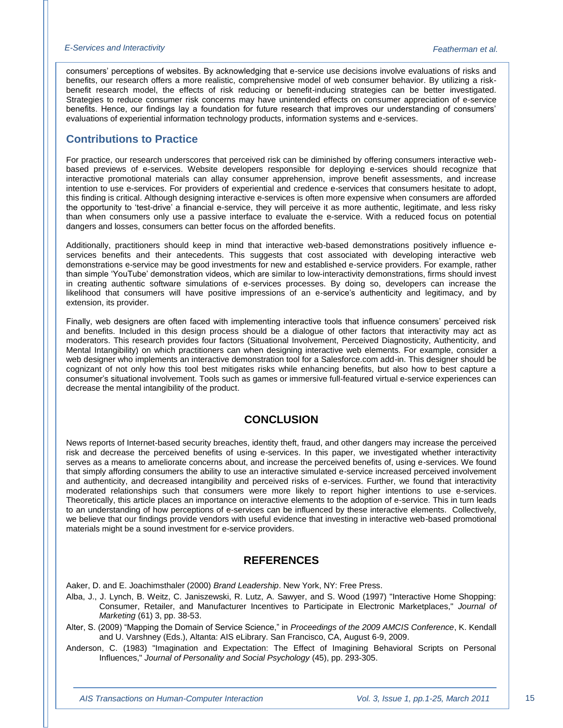consumers' perceptions of websites. By acknowledging that e-service use decisions involve evaluations of risks and benefits, our research offers a more realistic, comprehensive model of web consumer behavior. By utilizing a risk-benefit research model, the effects of risk reducing or benefit-inducing strategies can be better investigated. Strategies to reduce consumer risk concerns may have unintended effects on consumer appreciation of e-service benefits. Hence, our findings lay a foundation for future research that improves our understanding of consumers' evaluations of experiential information technology products, information systems and e-services.

## Contributions to Practice

For practice, our research underscores that perceived risk can be diminished by offering consumers interactive web-based previews of e-services. Website developers responsible for deploying e-services should recognize that interactive promotional materials can allay consumer apprehension, improve benefit assessments, and increase intention to use e-services. For providers of experiential and credence e-services that consumers hesitate to adopt, this finding is critical. Although designing interactive e-services is often more expensive when consumers are afforded the opportunity to 'test-drive' a financial e-service, they will perceive it as more authentic, legitimate, and less risky than when consumers only use a passive interface to evaluate the e-service. With a reduced focus on potential dangers and losses, consumers can better focus on the afforded benefits.

Additionally, practitioners should keep in mind that interactive web-based demonstrations positively influence e-services benefits and their antecedents. This suggests that cost associated with developing interactive web demonstrations e-service may be good investments for new and established e-service providers. For example, rather than simple 'YouTube' demonstration videos, which are similar to low-interactivity demonstrations, firms should invest in creating authentic software simulations of e-services processes. By doing so, developers can increase the likelihood that consumers will have positive impressions of an e-service's authenticity and legitimacy, and by extension, its provider.

Finally, web designers are often faced with implementing interactive tools that influence consumers' perceived risk and benefits. Included in this design process should be a dialogue of other factors that interactivity may act as moderators. This research provides four factors (Situational Involvement, Perceived Diagnosticity, Authenticity, and Mental Intangibility) on which practitioners can when designing interactive web elements. For example, consider a web designer who implements an interactive demonstration tool for a Salesforce.com add-in. This designer should be cognizant of not only how this tool best mitigates risks while enhancing benefits, but also how to best capture a consumer's situational involvement. Tools such as games or immersive full-featured virtual e-service experiences can decrease the mental intangibility of the product.

# CONCLUSION

News reports of Internet-based security breaches, identity theft, fraud, and other dangers may increase the perceived risk and decrease the perceived benefits of using e-services. In this paper, we investigated whether interactivity serves as a means to ameliorate concerns about, and increase the perceived benefits of, using e-services. We found that simply affording consumers the ability to use an interactive simulated e-service increased perceived involvement and authenticity, and decreased intangibility and perceived risks of e-services. Further, we found that interactivity moderated relationships such that consumers were more likely to report higher intentions to use e-services. Theoretically, this article places an importance on interactive elements to the adoption of e-service. This in turn leads to an understanding of how perceptions of e-services can be influenced by these interactive elements. Collectively, we believe that our findings provide vendors with useful evidence that investing in interactive web-based promotional materials might be a sound investment for e-service providers.

# REFERENCES

Aaker, D. and E. Joachimsthaler (2000) *Brand Leadership*. New York, NY: Free Press.

Alba, J., J. Lynch, B. Weitz, C. Janiszewski, R. Lutz, A. Sawyer, and S. Wood (1997) "Interactive Home Shopping: Consumer, Retailer, and Manufacturer Incentives to Participate in Electronic Marketplaces," *Journal of Marketing* (61) 3, pp. 38-53.

Alter, S. (2009) "Mapping the Domain of Service Science," in *Proceedings of the 2009 AMCIS Conference*, K. Kendall and U. Varshney (Eds.), Altanta: AIS eLibrary. San Francisco, CA, August 6-9, 2009.

Anderson, C. (1983) "Imagination and Expectation: The Effect of Imagining Behavioral Scripts on Personal Influences," *Journal of Personality and Social Psychology* (45), pp. 293-305.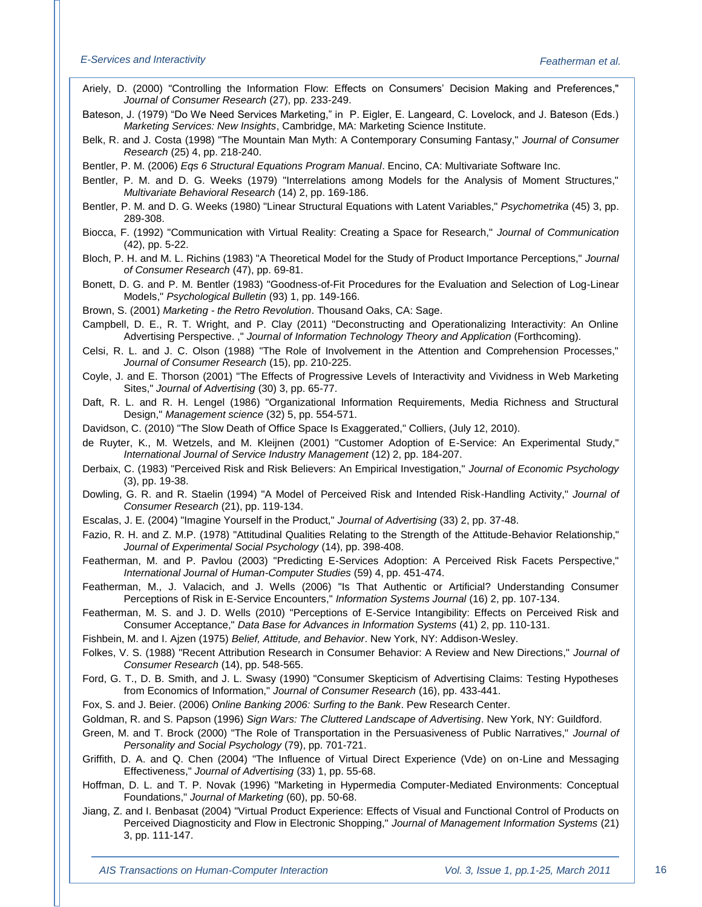Ariely, D. (2000) "Controlling the Information Flow: Effects on Consumers' Decision Making and Preferences," *Journal of Consumer Research* (27), pp. 233-249.

Bateson, J. (1979) "Do We Need Services Marketing," in P. Eigler, E. Langeard, C. Lovelock, and J. Bateson (Eds.) *Marketing Services: New Insights*, Cambridge, MA: Marketing Science Institute.

Belk, R. and J. Costa (1998) "The Mountain Man Myth: A Contemporary Consuming Fantasy," *Journal of Consumer Research* (25) 4, pp. 218-240.

Bentler, P. M. (2006) *Eqs 6 Structural Equations Program Manual*. Encino, CA: Multivariate Software Inc.

Bentler, P. M. and D. G. Weeks (1979) "Interrelations among Models for the Analysis of Moment Structures," *Multivariate Behavioral Research* (14) 2, pp. 169-186.

Bentler, P. M. and D. G. Weeks (1980) "Linear Structural Equations with Latent Variables," *Psychometrika* (45) 3, pp. 289-308.

Biocca, F. (1992) "Communication with Virtual Reality: Creating a Space for Research," *Journal of Communication* (42), pp. 5-22.

Bloch, P. H. and M. L. Richins (1983) "A Theoretical Model for the Study of Product Importance Perceptions," *Journal of Consumer Research* (47), pp. 69-81.

Bonett, D. G. and P. M. Bentler (1983) "Goodness-of-Fit Procedures for the Evaluation and Selection of Log-Linear Models," *Psychological Bulletin* (93) 1, pp. 149-166.

Brown, S. (2001) *Marketing - the Retro Revolution*. Thousand Oaks, CA: Sage.

Campbell, D. E., R. T. Wright, and P. Clay (2011) "Deconstructing and Operationalizing Interactivity: An Online Advertising Perspective. ," *Journal of Information Technology Theory and Application* (Forthcoming).

Celsi, R. L. and J. C. Olson (1988) "The Role of Involvement in the Attention and Comprehension Processes," *Journal of Consumer Research* (15), pp. 210-225.

Coyle, J. and E. Thorson (2001) "The Effects of Progressive Levels of Interactivity and Vividness in Web Marketing Sites," *Journal of Advertising* (30) 3, pp. 65-77.

Daft, R. L. and R. H. Lengel (1986) "Organizational Information Requirements, Media Richness and Structural Design," *Management science* (32) 5, pp. 554-571.

Davidson, C. (2010) "The Slow Death of Office Space Is Exaggerated," Colliers, (July 12, 2010).

de Ruyter, K., M. Wetzels, and M. Kleijnen (2001) "Customer Adoption of E-Service: An Experimental Study," *International Journal of Service Industry Management* (12) 2, pp. 184-207.

Derbaix, C. (1983) "Perceived Risk and Risk Believers: An Empirical Investigation," *Journal of Economic Psychology* (3), pp. 19-38.

Dowling, G. R. and R. Staelin (1994) "A Model of Perceived Risk and Intended Risk-Handling Activity," *Journal of Consumer Research* (21), pp. 119-134.

Escalas, J. E. (2004) "Imagine Yourself in the Product," *Journal of Advertising* (33) 2, pp. 37-48.

Fazio, R. H. and Z. M.P. (1978) "Attitudinal Qualities Relating to the Strength of the Attitude-Behavior Relationship," *Journal of Experimental Social Psychology* (14), pp. 398-408.

Featherman, M. and P. Pavlou (2003) "Predicting E-Services Adoption: A Perceived Risk Facets Perspective," *International Journal of Human-Computer Studies* (59) 4, pp. 451-474.

Featherman, M., J. Valacich, and J. Wells (2006) "Is That Authentic or Artificial? Understanding Consumer Perceptions of Risk in E-Service Encounters," *Information Systems Journal* (16) 2, pp. 107-134.

Featherman, M. S. and J. D. Wells (2010) "Perceptions of E-Service Intangibility: Effects on Perceived Risk and Consumer Acceptance," *Data Base for Advances in Information Systems* (41) 2, pp. 110-131.

Fishbein, M. and I. Ajzen (1975) *Belief, Attitude, and Behavior*. New York, NY: Addison-Wesley.

Folkes, V. S. (1988) "Recent Attribution Research in Consumer Behavior: A Review and New Directions," *Journal of Consumer Research* (14), pp. 548-565.

Ford, G. T., D. B. Smith, and J. L. Swasy (1990) "Consumer Skepticism of Advertising Claims: Testing Hypotheses from Economics of Information," *Journal of Consumer Research* (16), pp. 433-441.

Fox, S. and J. Beier. (2006) *Online Banking 2006: Surfing to the Bank*. Pew Research Center.

Goldman, R. and S. Papson (1996) *Sign Wars: The Cluttered Landscape of Advertising*. New York, NY: Guildford.

Green, M. and T. Brock (2000) "The Role of Transportation in the Persuasiveness of Public Narratives," *Journal of Personality and Social Psychology* (79), pp. 701-721.

Griffith, D. A. and Q. Chen (2004) "The Influence of Virtual Direct Experience (Vde) on on-Line and Messaging Effectiveness," *Journal of Advertising* (33) 1, pp. 55-68.

Hoffman, D. L. and T. P. Novak (1996) "Marketing in Hypermedia Computer-Mediated Environments: Conceptual Foundations," *Journal of Marketing* (60), pp. 50-68.

Jiang, Z. and I. Benbasat (2004) "Virtual Product Experience: Effects of Visual and Functional Control of Products on Perceived Diagnosticity and Flow in Electronic Shopping," *Journal of Management Information Systems* (21) 3, pp. 111-147.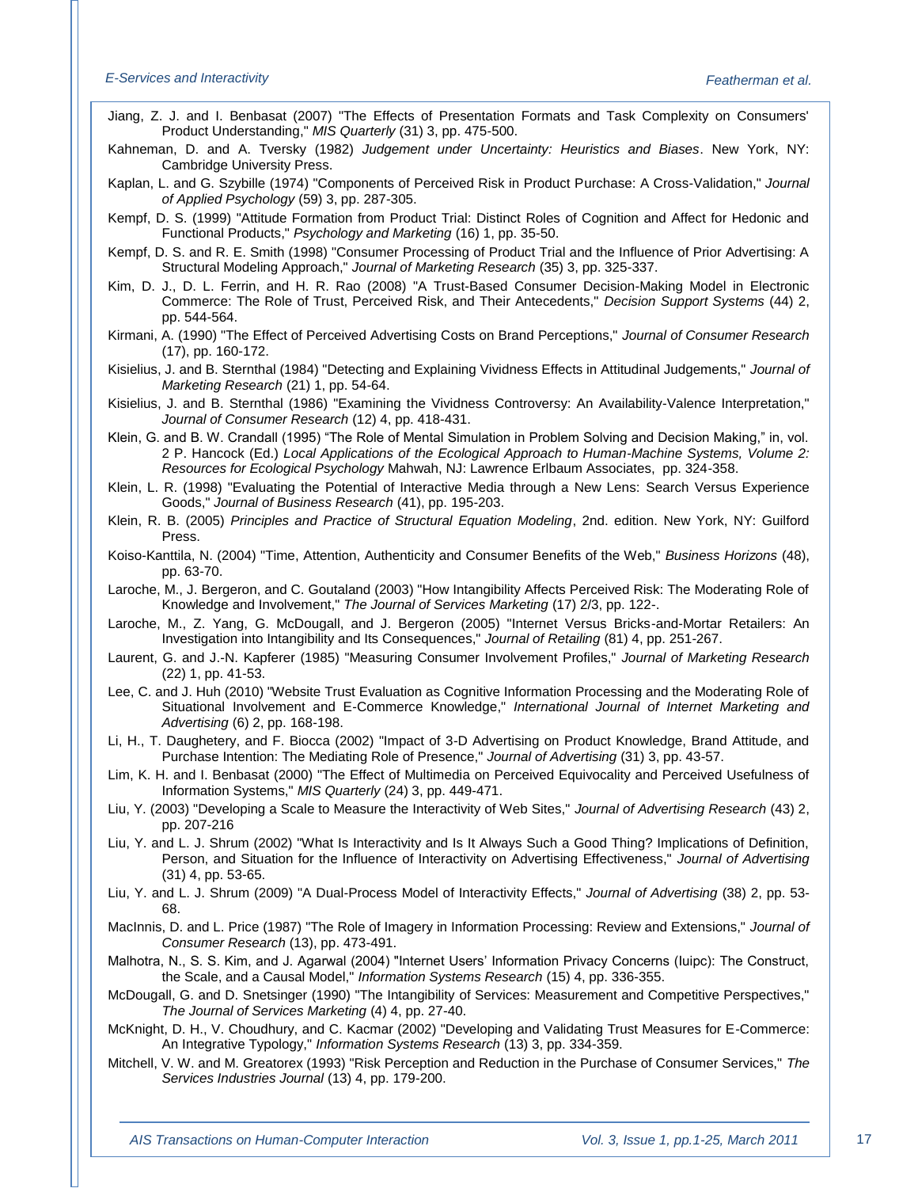Jiang, Z. J. and I. Benbasat (2007) "The Effects of Presentation Formats and Task Complexity on Consumers' Product Understanding," *MIS Quarterly* (31) 3, pp. 475-500.

Kahneman, D. and A. Tversky (1982) *Judgement under Uncertainty: Heuristics and Biases*. New York, NY: Cambridge University Press.

Kaplan, L. and G. Szybille (1974) "Components of Perceived Risk in Product Purchase: A Cross-Validation," *Journal of Applied Psychology* (59) 3, pp. 287-305.

Kempf, D. S. (1999) "Attitude Formation from Product Trial: Distinct Roles of Cognition and Affect for Hedonic and Functional Products," *Psychology and Marketing* (16) 1, pp. 35-50.

Kempf, D. S. and R. E. Smith (1998) "Consumer Processing of Product Trial and the Influence of Prior Advertising: A Structural Modeling Approach," *Journal of Marketing Research* (35) 3, pp. 325-337.

Kim, D. J., D. L. Ferrin, and H. R. Rao (2008) "A Trust-Based Consumer Decision-Making Model in Electronic Commerce: The Role of Trust, Perceived Risk, and Their Antecedents," *Decision Support Systems* (44) 2, pp. 544-564.

Kirmani, A. (1990) "The Effect of Perceived Advertising Costs on Brand Perceptions," *Journal of Consumer Research* (17), pp. 160-172.

Kisielius, J. and B. Sternthal (1984) "Detecting and Explaining Vividness Effects in Attitudinal Judgements," *Journal of Marketing Research* (21) 1, pp. 54-64.

Kisielius, J. and B. Sternthal (1986) "Examining the Vividness Controversy: An Availability-Valence Interpretation," *Journal of Consumer Research* (12) 4, pp. 418-431.

Klein, G. and B. W. Crandall (1995) "The Role of Mental Simulation in Problem Solving and Decision Making," in, vol. 2 P. Hancock (Ed.) *Local Applications of the Ecological Approach to Human-Machine Systems, Volume 2: Resources for Ecological Psychology* Mahwah, NJ: Lawrence Erlbaum Associates, pp. 324-358.

Klein, L. R. (1998) "Evaluating the Potential of Interactive Media through a New Lens: Search Versus Experience Goods," *Journal of Business Research* (41), pp. 195-203.

Klein, R. B. (2005) *Principles and Practice of Structural Equation Modeling*, 2nd. edition. New York, NY: Guilford Press.

Koiso-Kanttila, N. (2004) "Time, Attention, Authenticity and Consumer Benefits of the Web," *Business Horizons* (48), pp. 63-70.

Laroche, M., J. Bergeron, and C. Goutaland (2003) "How Intangibility Affects Perceived Risk: The Moderating Role of Knowledge and Involvement," *The Journal of Services Marketing* (17) 2/3, pp. 122-.

Laroche, M., Z. Yang, G. McDougall, and J. Bergeron (2005) "Internet Versus Bricks-and-Mortar Retailers: An Investigation into Intangibility and Its Consequences," *Journal of Retailing* (81) 4, pp. 251-267.

Laurent, G. and J.-N. Kapferer (1985) "Measuring Consumer Involvement Profiles," *Journal of Marketing Research* (22) 1, pp. 41-53.

Lee, C. and J. Huh (2010) "Website Trust Evaluation as Cognitive Information Processing and the Moderating Role of Situational Involvement and E-Commerce Knowledge," *International Journal of Internet Marketing and Advertising* (6) 2, pp. 168-198.

Li, H., T. Daughetery, and F. Biocca (2002) "Impact of 3-D Advertising on Product Knowledge, Brand Attitude, and Purchase Intention: The Mediating Role of Presence," *Journal of Advertising* (31) 3, pp. 43-57.

Lim, K. H. and I. Benbasat (2000) "The Effect of Multimedia on Perceived Equivocality and Perceived Usefulness of Information Systems," *MIS Quarterly* (24) 3, pp. 449-471.

Liu, Y. (2003) "Developing a Scale to Measure the Interactivity of Web Sites," *Journal of Advertising Research* (43) 2, pp. 207-216

Liu, Y. and L. J. Shrum (2002) "What Is Interactivity and Is It Always Such a Good Thing? Implications of Definition, Person, and Situation for the Influence of Interactivity on Advertising Effectiveness," *Journal of Advertising* (31) 4, pp. 53-65.

Liu, Y. and L. J. Shrum (2009) "A Dual-Process Model of Interactivity Effects," *Journal of Advertising* (38) 2, pp. 53-68.

MacInnis, D. and L. Price (1987) "The Role of Imagery in Information Processing: Review and Extensions," *Journal of Consumer Research* (13), pp. 473-491.

Malhotra, N., S. S. Kim, and J. Agarwal (2004) "Internet Users' Information Privacy Concerns (Iuipc): The Construct, the Scale, and a Causal Model," *Information Systems Research* (15) 4, pp. 336-355.

McDougall, G. and D. Snetsinger (1990) "The Intangibility of Services: Measurement and Competitive Perspectives," *The Journal of Services Marketing* (4) 4, pp. 27-40.

McKnight, D. H., V. Choudhury, and C. Kacmar (2002) "Developing and Validating Trust Measures for E-Commerce: An Integrative Typology," *Information Systems Research* (13) 3, pp. 334-359.

Mitchell, V. W. and M. Greatorex (1993) "Risk Perception and Reduction in the Purchase of Consumer Services," *The Services Industries Journal* (13) 4, pp. 179-200.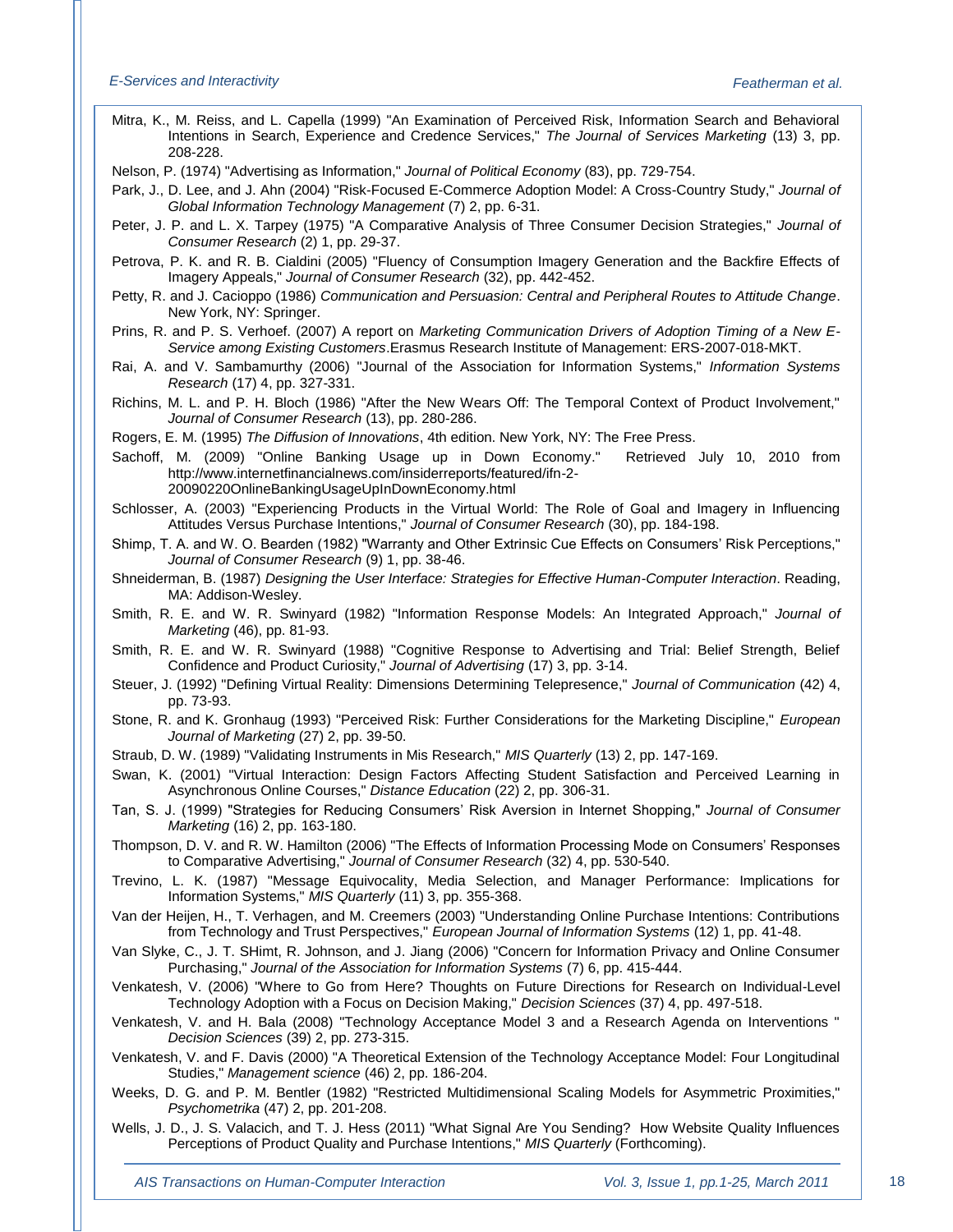Mitra, K., M. Reiss, and L. Capella (1999) "An Examination of Perceived Risk, Information Search and Behavioral Intentions in Search, Experience and Credence Services," *The Journal of Services Marketing* (13) 3, pp. 208-228.

Nelson, P. (1974) "Advertising as Information," *Journal of Political Economy* (83), pp. 729-754.

Park, J., D. Lee, and J. Ahn (2004) "Risk-Focused E-Commerce Adoption Model: A Cross-Country Study," *Journal of Global Information Technology Management* (7) 2, pp. 6-31.

Peter, J. P. and L. X. Tarpey (1975) "A Comparative Analysis of Three Consumer Decision Strategies," *Journal of Consumer Research* (2) 1, pp. 29-37.

Petrova, P. K. and R. B. Cialdini (2005) "Fluency of Consumption Imagery Generation and the Backfire Effects of Imagery Appeals," *Journal of Consumer Research* (32), pp. 442-452.

Petty, R. and J. Cacioppo (1986) *Communication and Persuasion: Central and Peripheral Routes to Attitude Change*. New York, NY: Springer.

Prins, R. and P. S. Verhoef. (2007) A report on *Marketing Communication Drivers of Adoption Timing of a New E-Service among Existing Customers*.Erasmus Research Institute of Management: ERS-2007-018-MKT.

Rai, A. and V. Sambamurthy (2006) "Journal of the Association for Information Systems," *Information Systems Research* (17) 4, pp. 327-331.

Richins, M. L. and P. H. Bloch (1986) "After the New Wears Off: The Temporal Context of Product Involvement," *Journal of Consumer Research* (13), pp. 280-286.

Rogers, E. M. (1995) *The Diffusion of Innovations*, 4th edition. New York, NY: The Free Press.

Sachoff, M. (2009) "Online Banking Usage up in Down Economy." Retrieved July 10, 2010 from http://www.internetfinancialnews.com/insiderreports/featured/ifn-2-20090220OnlineBankingUsageUpInDownEconomy.html

Schlosser, A. (2003) "Experiencing Products in the Virtual World: The Role of Goal and Imagery in Influencing Attitudes Versus Purchase Intentions," *Journal of Consumer Research* (30), pp. 184-198.

Shimp, T. A. and W. O. Bearden (1982) "Warranty and Other Extrinsic Cue Effects on Consumers' Risk Perceptions," *Journal of Consumer Research* (9) 1, pp. 38-46.

Shneiderman, B. (1987) *Designing the User Interface: Strategies for Effective Human-Computer Interaction*. Reading, MA: Addison-Wesley.

Smith, R. E. and W. R. Swinyard (1982) "Information Response Models: An Integrated Approach," *Journal of Marketing* (46), pp. 81-93.

Smith, R. E. and W. R. Swinyard (1988) "Cognitive Response to Advertising and Trial: Belief Strength, Belief Confidence and Product Curiosity," *Journal of Advertising* (17) 3, pp. 3-14.

Steuer, J. (1992) "Defining Virtual Reality: Dimensions Determining Telepresence," *Journal of Communication* (42) 4, pp. 73-93.

Stone, R. and K. Gronhaug (1993) "Perceived Risk: Further Considerations for the Marketing Discipline," *European Journal of Marketing* (27) 2, pp. 39-50.

Straub, D. W. (1989) "Validating Instruments in Mis Research," *MIS Quarterly* (13) 2, pp. 147-169.

Swan, K. (2001) "Virtual Interaction: Design Factors Affecting Student Satisfaction and Perceived Learning in Asynchronous Online Courses," *Distance Education* (22) 2, pp. 306-31.

Tan, S. J. (1999) "Strategies for Reducing Consumers' Risk Aversion in Internet Shopping," *Journal of Consumer Marketing* (16) 2, pp. 163-180.

Thompson, D. V. and R. W. Hamilton (2006) "The Effects of Information Processing Mode on Consumers' Responses to Comparative Advertising," *Journal of Consumer Research* (32) 4, pp. 530-540.

Trevino, L. K. (1987) "Message Equivocality, Media Selection, and Manager Performance: Implications for Information Systems," *MIS Quarterly* (11) 3, pp. 355-368.

Van der Heijen, H., T. Verhagen, and M. Creemers (2003) "Understanding Online Purchase Intentions: Contributions from Technology and Trust Perspectives," *European Journal of Information Systems* (12) 1, pp. 41-48.

Van Slyke, C., J. T. SHimt, R. Johnson, and J. Jiang (2006) "Concern for Information Privacy and Online Consumer Purchasing," *Journal of the Association for Information Systems* (7) 6, pp. 415-444.

Venkatesh, V. (2006) "Where to Go from Here? Thoughts on Future Directions for Research on Individual-Level Technology Adoption with a Focus on Decision Making," *Decision Sciences* (37) 4, pp. 497-518.

Venkatesh, V. and H. Bala (2008) "Technology Acceptance Model 3 and a Research Agenda on Interventions " *Decision Sciences* (39) 2, pp. 273-315.

Venkatesh, V. and F. Davis (2000) "A Theoretical Extension of the Technology Acceptance Model: Four Longitudinal Studies," *Management science* (46) 2, pp. 186-204.

Weeks, D. G. and P. M. Bentler (1982) "Restricted Multidimensional Scaling Models for Asymmetric Proximities," *Psychometrika* (47) 2, pp. 201-208.

Wells, J. D., J. S. Valacich, and T. J. Hess (2011) "What Signal Are You Sending? How Website Quality Influences Perceptions of Product Quality and Purchase Intentions," *MIS Quarterly* (Forthcoming).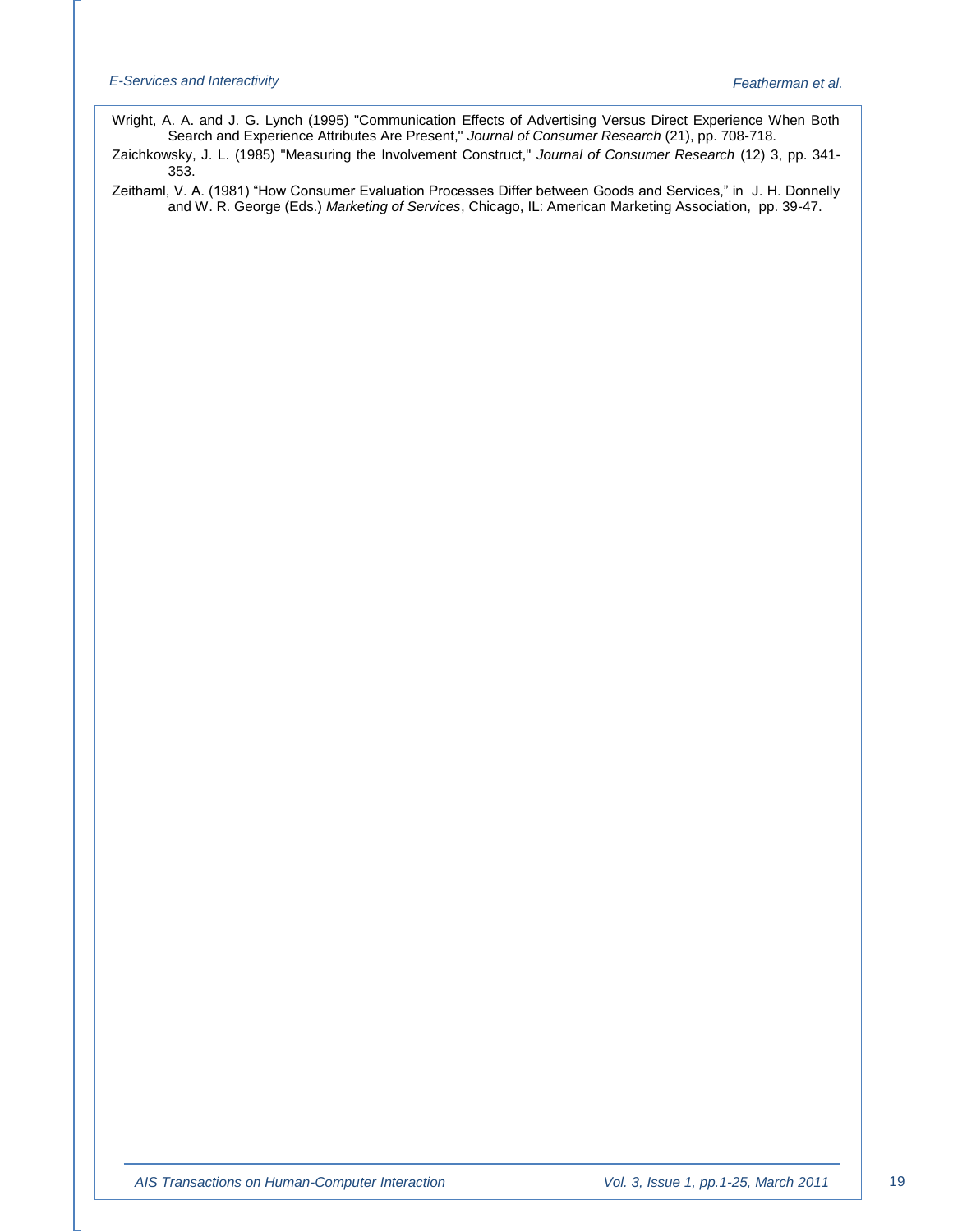Wright, A. A. and J. G. Lynch (1995) "Communication Effects of Advertising Versus Direct Experience When Both Search and Experience Attributes Are Present," *Journal of Consumer Research* (21), pp. 708-718.

Zaichkowsky, J. L. (1985) "Measuring the Involvement Construct," *Journal of Consumer Research* (12) 3, pp. 341-353.

Zeithaml, V. A. (1981) "How Consumer Evaluation Processes Differ between Goods and Services," in J. H. Donnelly and W. R. George (Eds.) *Marketing of Services*, Chicago, IL: American Marketing Association, pp. 39-47.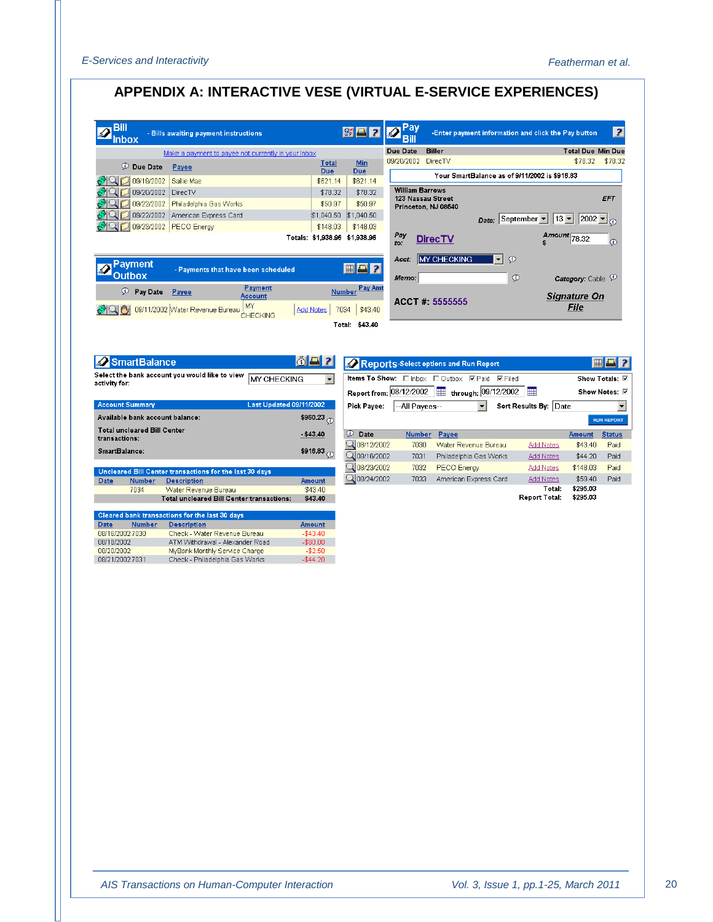# APPENDIX A: INTERACTIVE VESE (VIRTUAL E-SERVICE EXPERIENCES)

**Bill Inbox** - Bills awaiting payment instructions

Make a payment to payee not currently in your Inbox

| Due Date | Payee | Total Due | Min Due |
|---|---|---|---|
| 09/18/2002 | Sallie Mae | $821.14 | $821.14 |
| 09/20/2002 | DirecTV | $78.32 | $78.32 |
| 09/22/2002 | Philadelphia Gas Works | $50.97 | $50.97 |
| 09/22/2002 | American Express Card | $1,040.50 | $1,040.50 |
| 09/23/2002 | PECO Energy | $148.03 | $148.03 |
| | Totals: | $1,938.96 | $1,938.96 |

**Pay Bill** -Enter payment information and click the Pay button

| Due Date | Biller | Total Due | Min Due |
|---|---|---|---|
| 09/20/2002 | DirecTV | $78.32 | $78.32 |

Your SmartBalance as of 9/11/2002 is $916.83

William Barrows
123 Nassau Street
Princeton, NJ 08540

EFT

Date: September 13 2002

Pay to: DirecTV

Amount $ 78.32

Acct: MY CHECKING

Memo:

Category: Cable

ACCT #: 5555555

Signature On File

**Payment Outbox** - Payments that have been scheduled

| Pay Date | Payee | Payment Account | | Number | Pay Amt |
|---|---|---|---|---|---|
| 09/11/2002 | Water Revenue Bureau | MY CHECKING | Add Notes | 7034 | $43.40 |
| | | | | Total: | $43.40 |

**SmartBalance**

Select the bank account you would like to view activity for: MY CHECKING

| Account Summary | Last Updated 09/11/2002 |
|---|---|
| Available bank account balance: | $960.23 |
| Total uncleared Bill Center transactions: | - $43.40 |
| SmartBalance: | $916.83 |

Uncleared Bill Center transactions for the last 30 days

| Date | Number | Description | Amount |
|---|---|---|---|
| | 7034 | Water Revenue Bureau | $43.40 |
| | | Total uncleared Bill Center transactions: | $43.40 |

Cleared bank transactions for the last 30 days

| Date | Number | Description | Amount |
|---|---|---|---|
| 08/16/2002 | 7030 | Check - Water Revenue Bureau | -$43.40 |
| 08/18/2002 | | ATM Withdrawal - Alexander Road | -$60.00 |
| 08/20/2002 | | MyBank Monthly Service Charge | -$2.50 |
| 08/21/2002 | 7031 | Check - Philadelphia Gas Works | -$44.20 |

**Reports** -Select options and Run Report

Items To Show: ☐ Inbox ☐ Outbox ☑ Paid ☑ Filed — Show Totals: ☑

Report from: 08/12/2002 through: 09/12/2002 — Show Notes: ☑

Pick Payee: --All Payees-- — Sort Results By: Date

RUN REPORT

| Date | Number | Payee | | Amount | Status |
|---|---|---|---|---|---|
| 08/12/2002 | 7030 | Water Revenue Bureau | Add Notes | $43.40 | Paid |
| 08/16/2002 | 7031 | Philadelphia Gas Works | Add Notes | $44.20 | Paid |
| 08/23/2002 | 7032 | PECO Energy | Add Notes | $148.03 | Paid |
| 08/24/2002 | 7033 | American Express Card | Add Notes | $59.40 | Paid |
| | | | Total: | $295.03 | |
| | | | Report Total: | $295.03 | |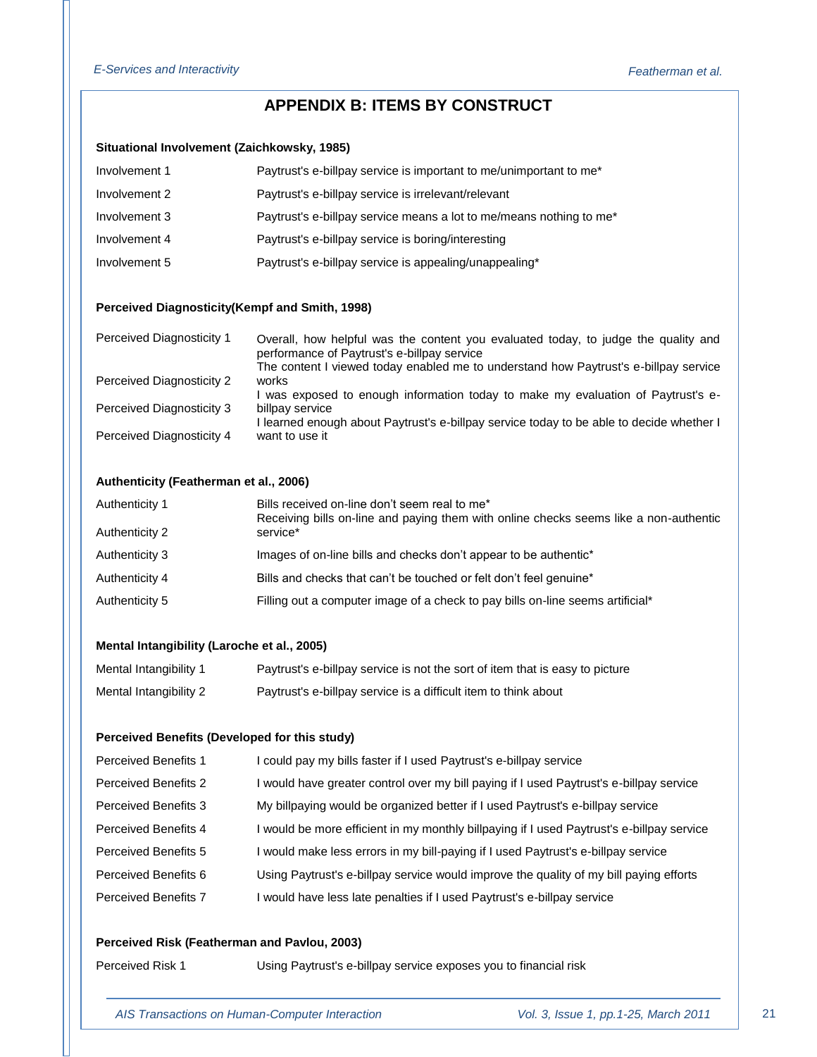## APPENDIX B: ITEMS BY CONSTRUCT

**Situational Involvement (Zaichkowsky, 1985)**

| | |
|---|---|
| Involvement 1 | Paytrust's e-billpay service is important to me/unimportant to me* |
| Involvement 2 | Paytrust's e-billpay service is irrelevant/relevant |
| Involvement 3 | Paytrust's e-billpay service means a lot to me/means nothing to me* |
| Involvement 4 | Paytrust's e-billpay service is boring/interesting |
| Involvement 5 | Paytrust's e-billpay service is appealing/unappealing* |

**Perceived Diagnosticity(Kempf and Smith, 1998)**

| | |
|---|---|
| Perceived Diagnosticity 1 | Overall, how helpful was the content you evaluated today, to judge the quality and performance of Paytrust's e-billpay service |
| Perceived Diagnosticity 2 | The content I viewed today enabled me to understand how Paytrust's e-billpay service works |
| Perceived Diagnosticity 3 | I was exposed to enough information today to make my evaluation of Paytrust's e-billpay service |
| Perceived Diagnosticity 4 | I learned enough about Paytrust's e-billpay service today to be able to decide whether I want to use it |

**Authenticity (Featherman et al., 2006)**

| | |
|---|---|
| Authenticity 1 | Bills received on-line don't seem real to me* |
| Authenticity 2 | Receiving bills on-line and paying them with online checks seems like a non-authentic service* |
| Authenticity 3 | Images of on-line bills and checks don't appear to be authentic* |
| Authenticity 4 | Bills and checks that can't be touched or felt don't feel genuine* |
| Authenticity 5 | Filling out a computer image of a check to pay bills on-line seems artificial* |

**Mental Intangibility (Laroche et al., 2005)**

| | |
|---|---|
| Mental Intangibility 1 | Paytrust's e-billpay service is not the sort of item that is easy to picture |
| Mental Intangibility 2 | Paytrust's e-billpay service is a difficult item to think about |

**Perceived Benefits (Developed for this study)**

| | |
|---|---|
| Perceived Benefits 1 | I could pay my bills faster if I used Paytrust's e-billpay service |
| Perceived Benefits 2 | I would have greater control over my bill paying if I used Paytrust's e-billpay service |
| Perceived Benefits 3 | My billpaying would be organized better if I used Paytrust's e-billpay service |
| Perceived Benefits 4 | I would be more efficient in my monthly billpaying if I used Paytrust's e-billpay service |
| Perceived Benefits 5 | I would make less errors in my bill-paying if I used Paytrust's e-billpay service |
| Perceived Benefits 6 | Using Paytrust's e-billpay service would improve the quality of my bill paying efforts |
| Perceived Benefits 7 | I would have less late penalties if I used Paytrust's e-billpay service |

**Perceived Risk (Featherman and Pavlou, 2003)**

| | |
|---|---|
| Perceived Risk 1 | Using Paytrust's e-billpay service exposes you to financial risk |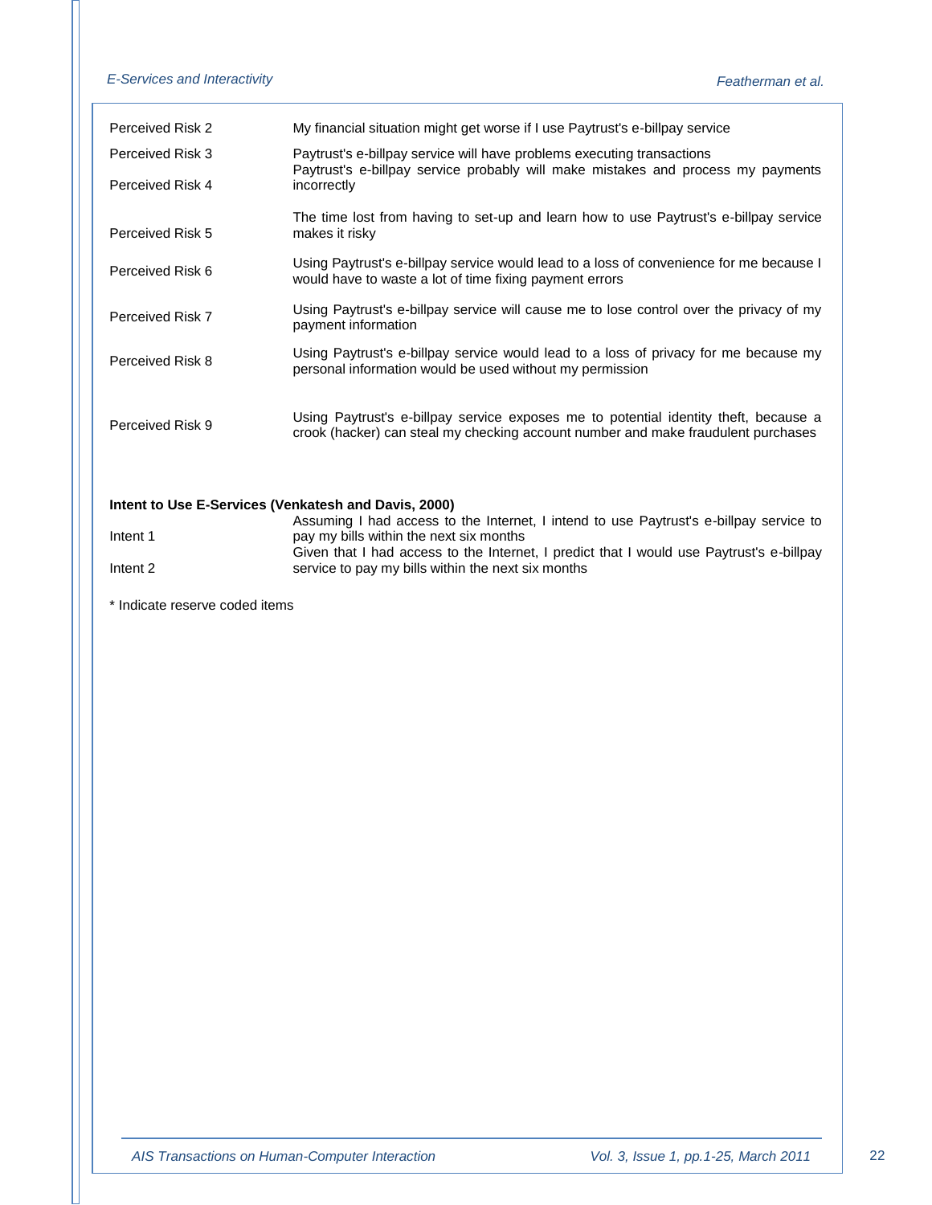| | |
|---|---|
| Perceived Risk 2 | My financial situation might get worse if I use Paytrust's e-billpay service |
| Perceived Risk 3 | Paytrust's e-billpay service will have problems executing transactions |
| Perceived Risk 4 | Paytrust's e-billpay service probably will make mistakes and process my payments incorrectly |
| Perceived Risk 5 | The time lost from having to set-up and learn how to use Paytrust's e-billpay service makes it risky |
| Perceived Risk 6 | Using Paytrust's e-billpay service would lead to a loss of convenience for me because I would have to waste a lot of time fixing payment errors |
| Perceived Risk 7 | Using Paytrust's e-billpay service will cause me to lose control over the privacy of my payment information |
| Perceived Risk 8 | Using Paytrust's e-billpay service would lead to a loss of privacy for me because my personal information would be used without my permission |
| Perceived Risk 9 | Using Paytrust's e-billpay service exposes me to potential identity theft, because a crook (hacker) can steal my checking account number and make fraudulent purchases |
| **Intent to Use E-Services (Venkatesh and Davis, 2000)** | |
| Intent 1 | Assuming I had access to the Internet, I intend to use Paytrust's e-billpay service to pay my bills within the next six months |
| Intent 2 | Given that I had access to the Internet, I predict that I would use Paytrust's e-billpay service to pay my bills within the next six months |

* Indicate reserve coded items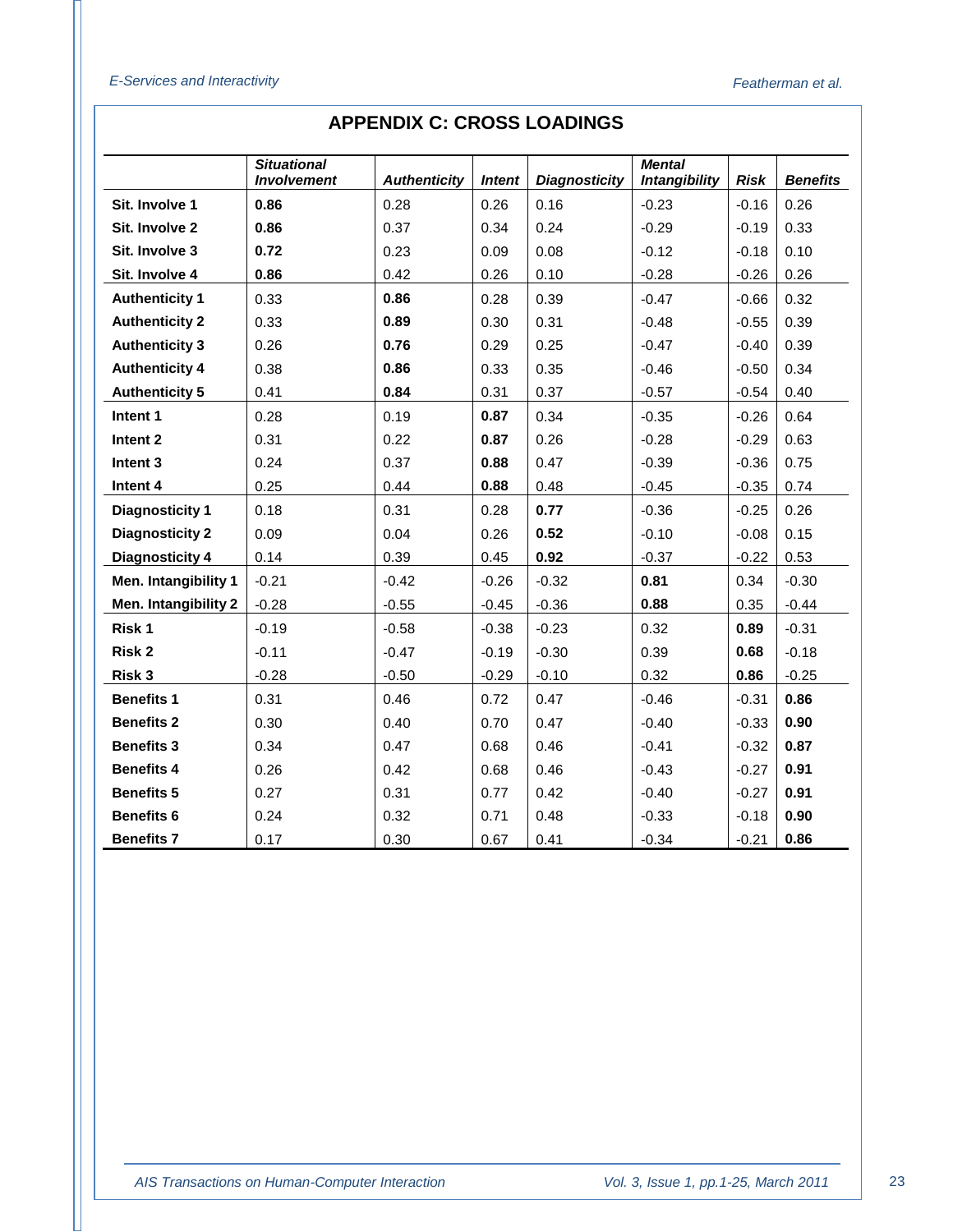## APPENDIX C: CROSS LOADINGS

| | *Situational Involvement* | *Authenticity* | *Intent* | *Diagnosticity* | *Mental Intangibility* | *Risk* | *Benefits* |
|---|---|---|---|---|---|---|---|
| **Sit. Involve 1** | **0.86** | 0.28 | 0.26 | 0.16 | -0.23 | -0.16 | 0.26 |
| **Sit. Involve 2** | **0.86** | 0.37 | 0.34 | 0.24 | -0.29 | -0.19 | 0.33 |
| **Sit. Involve 3** | **0.72** | 0.23 | 0.09 | 0.08 | -0.12 | -0.18 | 0.10 |
| **Sit. Involve 4** | **0.86** | 0.42 | 0.26 | 0.10 | -0.28 | -0.26 | 0.26 |
| **Authenticity 1** | 0.33 | **0.86** | 0.28 | 0.39 | -0.47 | -0.66 | 0.32 |
| **Authenticity 2** | 0.33 | **0.89** | 0.30 | 0.31 | -0.48 | -0.55 | 0.39 |
| **Authenticity 3** | 0.26 | **0.76** | 0.29 | 0.25 | -0.47 | -0.40 | 0.39 |
| **Authenticity 4** | 0.38 | **0.86** | 0.33 | 0.35 | -0.46 | -0.50 | 0.34 |
| **Authenticity 5** | 0.41 | **0.84** | 0.31 | 0.37 | -0.57 | -0.54 | 0.40 |
| **Intent 1** | 0.28 | 0.19 | **0.87** | 0.34 | -0.35 | -0.26 | 0.64 |
| **Intent 2** | 0.31 | 0.22 | **0.87** | 0.26 | -0.28 | -0.29 | 0.63 |
| **Intent 3** | 0.24 | 0.37 | **0.88** | 0.47 | -0.39 | -0.36 | 0.75 |
| **Intent 4** | 0.25 | 0.44 | **0.88** | 0.48 | -0.45 | -0.35 | 0.74 |
| **Diagnosticity 1** | 0.18 | 0.31 | 0.28 | **0.77** | -0.36 | -0.25 | 0.26 |
| **Diagnosticity 2** | 0.09 | 0.04 | 0.26 | **0.52** | -0.10 | -0.08 | 0.15 |
| **Diagnosticity 4** | 0.14 | 0.39 | 0.45 | **0.92** | -0.37 | -0.22 | 0.53 |
| **Men. Intangibility 1** | -0.21 | -0.42 | -0.26 | -0.32 | **0.81** | 0.34 | -0.30 |
| **Men. Intangibility 2** | -0.28 | -0.55 | -0.45 | -0.36 | **0.88** | 0.35 | -0.44 |
| **Risk 1** | -0.19 | -0.58 | -0.38 | -0.23 | 0.32 | **0.89** | -0.31 |
| **Risk 2** | -0.11 | -0.47 | -0.19 | -0.30 | 0.39 | **0.68** | -0.18 |
| **Risk 3** | -0.28 | -0.50 | -0.29 | -0.10 | 0.32 | **0.86** | -0.25 |
| **Benefits 1** | 0.31 | 0.46 | 0.72 | 0.47 | -0.46 | -0.31 | **0.86** |
| **Benefits 2** | 0.30 | 0.40 | 0.70 | 0.47 | -0.40 | -0.33 | **0.90** |
| **Benefits 3** | 0.34 | 0.47 | 0.68 | 0.46 | -0.41 | -0.32 | **0.87** |
| **Benefits 4** | 0.26 | 0.42 | 0.68 | 0.46 | -0.43 | -0.27 | **0.91** |
| **Benefits 5** | 0.27 | 0.31 | 0.77 | 0.42 | -0.40 | -0.27 | **0.91** |
| **Benefits 6** | 0.24 | 0.32 | 0.71 | 0.48 | -0.33 | -0.18 | **0.90** |
| **Benefits 7** | 0.17 | 0.30 | 0.67 | 0.41 | -0.34 | -0.21 | **0.86** |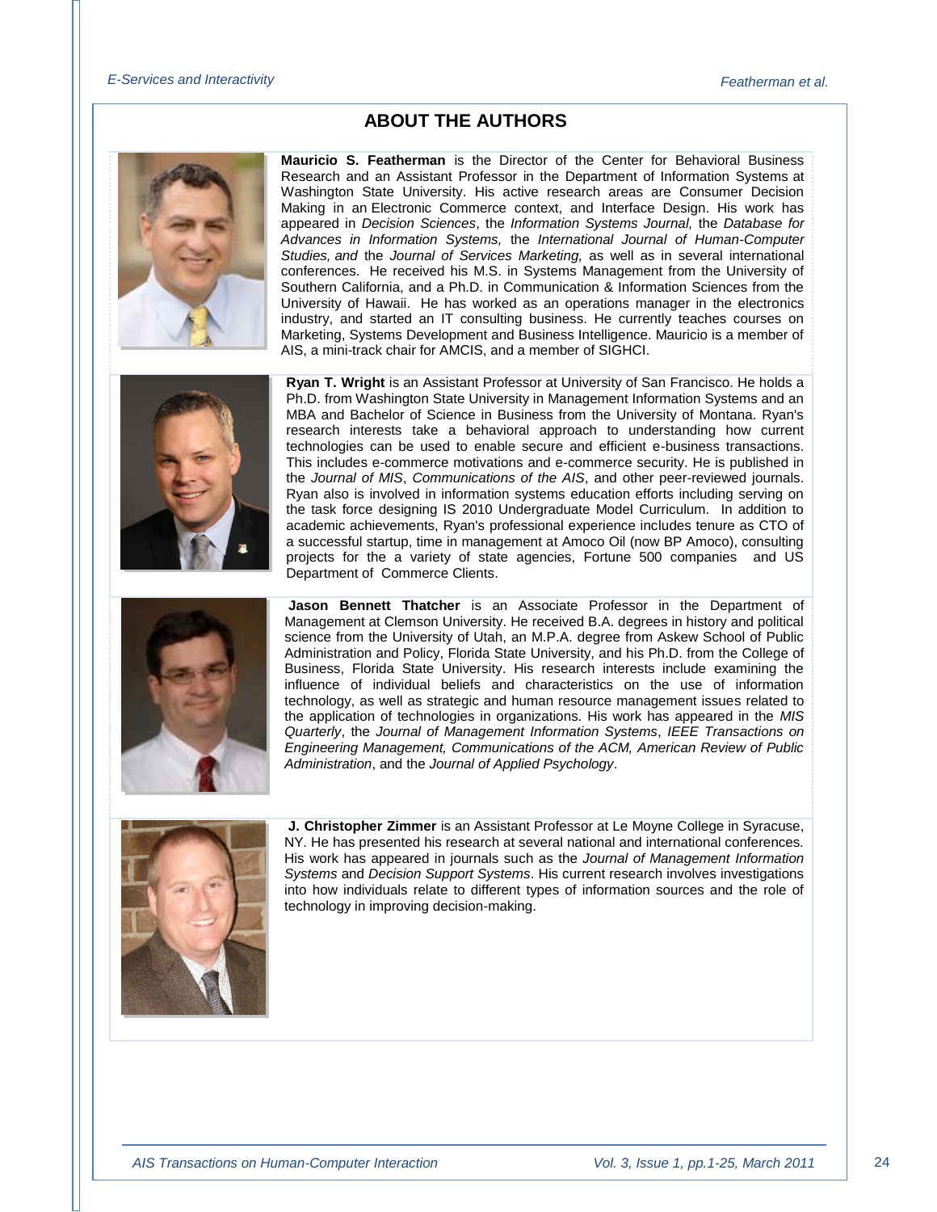## ABOUT THE AUTHORS

**Mauricio S. Featherman** is the Director of the Center for Behavioral Business Research and an Assistant Professor in the Department of Information Systems at Washington State University. His active research areas are Consumer Decision Making in an Electronic Commerce context, and Interface Design. His work has appeared in *Decision Sciences*, the *Information Systems Journal,* the *Database for Advances in Information Systems,* the *International Journal of Human-Computer Studies, and* the *Journal of Services Marketing,* as well as in several international conferences. He received his M.S. in Systems Management from the University of Southern California, and a Ph.D. in Communication & Information Sciences from the University of Hawaii. He has worked as an operations manager in the electronics industry, and started an IT consulting business. He currently teaches courses on Marketing, Systems Development and Business Intelligence. Mauricio is a member of AIS, a mini-track chair for AMCIS, and a member of SIGHCI.

**Ryan T. Wright** is an Assistant Professor at University of San Francisco. He holds a Ph.D. from Washington State University in Management Information Systems and an MBA and Bachelor of Science in Business from the University of Montana. Ryan's research interests take a behavioral approach to understanding how current technologies can be used to enable secure and efficient e-business transactions. This includes e-commerce motivations and e-commerce security. He is published in the *Journal of MIS*, *Communications of the AIS*, and other peer-reviewed journals. Ryan also is involved in information systems education efforts including serving on the task force designing IS 2010 Undergraduate Model Curriculum. In addition to academic achievements, Ryan's professional experience includes tenure as CTO of a successful startup, time in management at Amoco Oil (now BP Amoco), consulting projects for the a variety of state agencies, Fortune 500 companies and US Department of Commerce Clients.

**Jason Bennett Thatcher** is an Associate Professor in the Department of Management at Clemson University. He received B.A. degrees in history and political science from the University of Utah, an M.P.A. degree from Askew School of Public Administration and Policy, Florida State University, and his Ph.D. from the College of Business, Florida State University. His research interests include examining the influence of individual beliefs and characteristics on the use of information technology, as well as strategic and human resource management issues related to the application of technologies in organizations. His work has appeared in the *MIS Quarterly*, the *Journal of Management Information Systems*, *IEEE Transactions on Engineering Management, Communications of the ACM, American Review of Public Administration*, and the *Journal of Applied Psychology*.

**J. Christopher Zimmer** is an Assistant Professor at Le Moyne College in Syracuse, NY. He has presented his research at several national and international conferences. His work has appeared in journals such as the *Journal of Management Information Systems* and *Decision Support Systems*. His current research involves investigations into how individuals relate to different types of information sources and the role of technology in improving decision-making.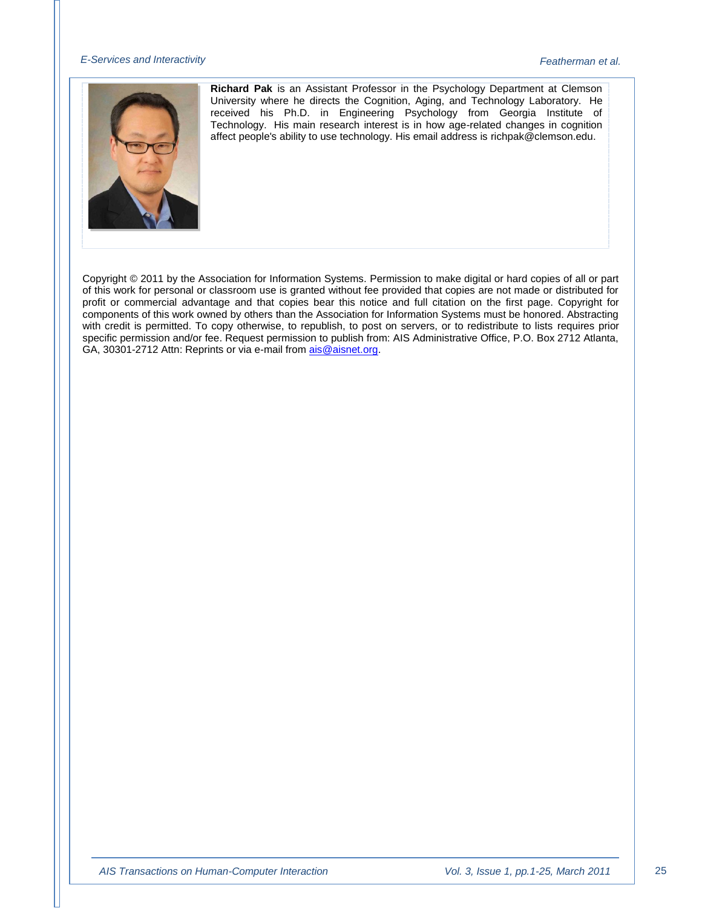**Richard Pak** is an Assistant Professor in the Psychology Department at Clemson University where he directs the Cognition, Aging, and Technology Laboratory. He received his Ph.D. in Engineering Psychology from Georgia Institute of Technology. His main research interest is in how age-related changes in cognition affect people's ability to use technology. His email address is richpak@clemson.edu.

Copyright © 2011 by the Association for Information Systems. Permission to make digital or hard copies of all or part of this work for personal or classroom use is granted without fee provided that copies are not made or distributed for profit or commercial advantage and that copies bear this notice and full citation on the first page. Copyright for components of this work owned by others than the Association for Information Systems must be honored. Abstracting with credit is permitted. To copy otherwise, to republish, to post on servers, or to redistribute to lists requires prior specific permission and/or fee. Request permission to publish from: AIS Administrative Office, P.O. Box 2712 Atlanta, GA, 30301-2712 Attn: Reprints or via e-mail from ais@aisnet.org.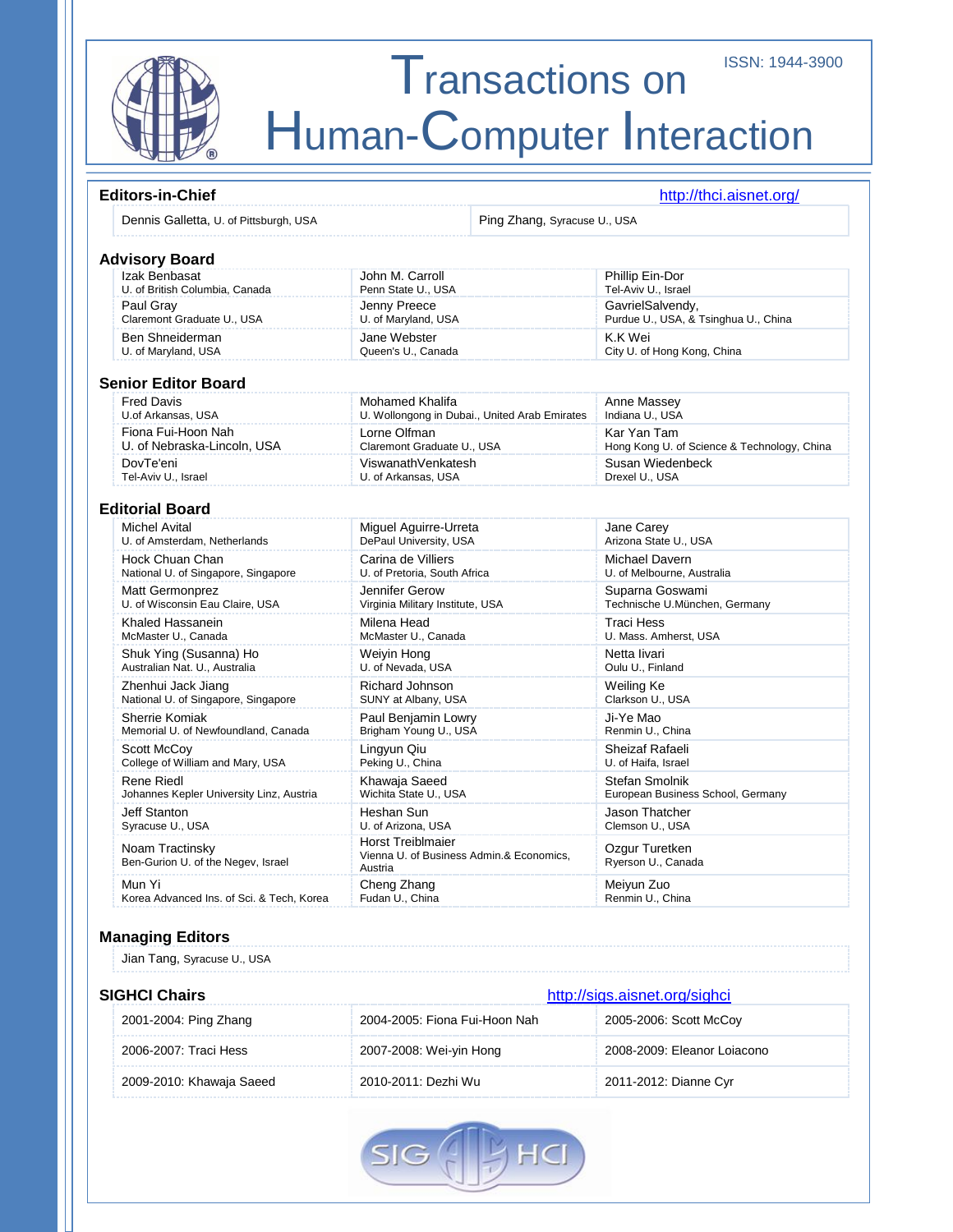ISSN: 1944-3900

# Transactions on Human-Computer Interaction

## Editors-in-Chief

http://thci.aisnet.org/

| | |
|---|---|
| Dennis Galletta, U. of Pittsburgh, USA | Ping Zhang, Syracuse U., USA |

## Advisory Board

| | | |
|---|---|---|
| Izak Benbasat<br>U. of British Columbia, Canada | John M. Carroll<br>Penn State U., USA | Phillip Ein-Dor<br>Tel-Aviv U., Israel |
| Paul Gray<br>Claremont Graduate U., USA | Jenny Preece<br>U. of Maryland, USA | GavrielSalvendy,<br>Purdue U., USA, & Tsinghua U., China |
| Ben Shneiderman<br>U. of Maryland, USA | Jane Webster<br>Queen's U., Canada | K.K Wei<br>City U. of Hong Kong, China |

## Senior Editor Board

| | | |
|---|---|---|
| Fred Davis<br>U.of Arkansas, USA | Mohamed Khalifa<br>U. Wollongong in Dubai., United Arab Emirates | Anne Massey<br>Indiana U., USA |
| Fiona Fui-Hoon Nah<br>U. of Nebraska-Lincoln, USA | Lorne Olfman<br>Claremont Graduate U., USA | Kar Yan Tam<br>Hong Kong U. of Science & Technology, China |
| DovTe'eni<br>Tel-Aviv U., Israel | ViswanathVenkatesh<br>U. of Arkansas, USA | Susan Wiedenbeck<br>Drexel U., USA |

## Editorial Board

| | | |
|---|---|---|
| Michel Avital<br>U. of Amsterdam, Netherlands | Miguel Aguirre-Urreta<br>DePaul University, USA | Jane Carey<br>Arizona State U., USA |
| Hock Chuan Chan<br>National U. of Singapore, Singapore | Carina de Villiers<br>U. of Pretoria, South Africa | Michael Davern<br>U. of Melbourne, Australia |
| Matt Germonprez<br>U. of Wisconsin Eau Claire, USA | Jennifer Gerow<br>Virginia Military Institute, USA | Suparna Goswami<br>Technische U.München, Germany |
| Khaled Hassanein<br>McMaster U., Canada | Milena Head<br>McMaster U., Canada | Traci Hess<br>U. Mass. Amherst, USA |
| Shuk Ying (Susanna) Ho<br>Australian Nat. U., Australia | Weiyin Hong<br>U. of Nevada, USA | Netta Iivari<br>Oulu U., Finland |
| Zhenhui Jack Jiang<br>National U. of Singapore, Singapore | Richard Johnson<br>SUNY at Albany, USA | Weiling Ke<br>Clarkson U., USA |
| Sherrie Komiak<br>Memorial U. of Newfoundland, Canada | Paul Benjamin Lowry<br>Brigham Young U., USA | Ji-Ye Mao<br>Renmin U., China |
| Scott McCoy<br>College of William and Mary, USA | Lingyun Qiu<br>Peking U., China | Sheizaf Rafaeli<br>U. of Haifa, Israel |
| Rene Riedl<br>Johannes Kepler University Linz, Austria | Khawaja Saeed<br>Wichita State U., USA | Stefan Smolnik<br>European Business School, Germany |
| Jeff Stanton<br>Syracuse U., USA | Heshan Sun<br>U. of Arizona, USA | Jason Thatcher<br>Clemson U., USA |
| Noam Tractinsky<br>Ben-Gurion U. of the Negev, Israel | Horst Treiblmaier<br>Vienna U. of Business Admin.& Economics, Austria | Ozgur Turetken<br>Ryerson U., Canada |
| Mun Yi<br>Korea Advanced Ins. of Sci. & Tech, Korea | Cheng Zhang<br>Fudan U., China | Meiyun Zuo<br>Renmin U., China |

## Managing Editors

Jian Tang, Syracuse U., USA

## SIGHCI Chairs

http://sigs.aisnet.org/sighci

| | | |
|---|---|---|
| 2001-2004: Ping Zhang | 2004-2005: Fiona Fui-Hoon Nah | 2005-2006: Scott McCoy |
| 2006-2007: Traci Hess | 2007-2008: Wei-yin Hong | 2008-2009: Eleanor Loiacono |
| 2009-2010: Khawaja Saeed | 2010-2011: Dezhi Wu | 2011-2012: Dianne Cyr |